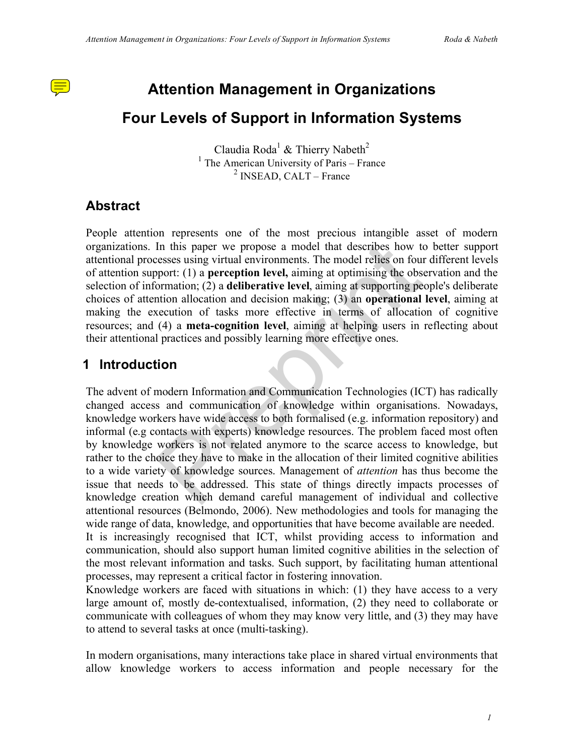# Attention Management in Organizations

# Four Levels of Support in Information Systems

Claudia Roda[1] & Thierry Nabeth[2]
[1] The American University of Paris – France
[2] INSEAD, CALT – France

## Abstract

People attention represents one of the most precious intangible asset of modern organizations. In this paper we propose a model that describes how to better support attentional processes using virtual environments. The model relies on four different levels of attention support: (1) a **perception level,** aiming at optimising the observation and the selection of information; (2) a **deliberative level**, aiming at supporting people's deliberate choices of attention allocation and decision making; (3) an **operational level**, aiming at making the execution of tasks more effective in terms of allocation of cognitive resources; and (4) a **meta-cognition level**, aiming at helping users in reflecting about their attentional practices and possibly learning more effective ones.

## 1 Introduction

The advent of modern Information and Communication Technologies (ICT) has radically changed access and communication of knowledge within organisations. Nowadays, knowledge workers have wide access to both formalised (e.g. information repository) and informal (e.g contacts with experts) knowledge resources. The problem faced most often by knowledge workers is not related anymore to the scarce access to knowledge, but rather to the choice they have to make in the allocation of their limited cognitive abilities to a wide variety of knowledge sources. Management of *attention* has thus become the issue that needs to be addressed. This state of things directly impacts processes of knowledge creation which demand careful management of individual and collective attentional resources (Belmondo, 2006). New methodologies and tools for managing the wide range of data, knowledge, and opportunities that have become available are needed.
It is increasingly recognised that ICT, whilst providing access to information and communication, should also support human limited cognitive abilities in the selection of the most relevant information and tasks. Such support, by facilitating human attentional processes, may represent a critical factor in fostering innovation.
Knowledge workers are faced with situations in which: (1) they have access to a very large amount of, mostly de-contextualised, information, (2) they need to collaborate or communicate with colleagues of whom they may know very little, and (3) they may have to attend to several tasks at once (multi-tasking).

In modern organisations, many interactions take place in shared virtual environments that allow knowledge workers to access information and people necessary for the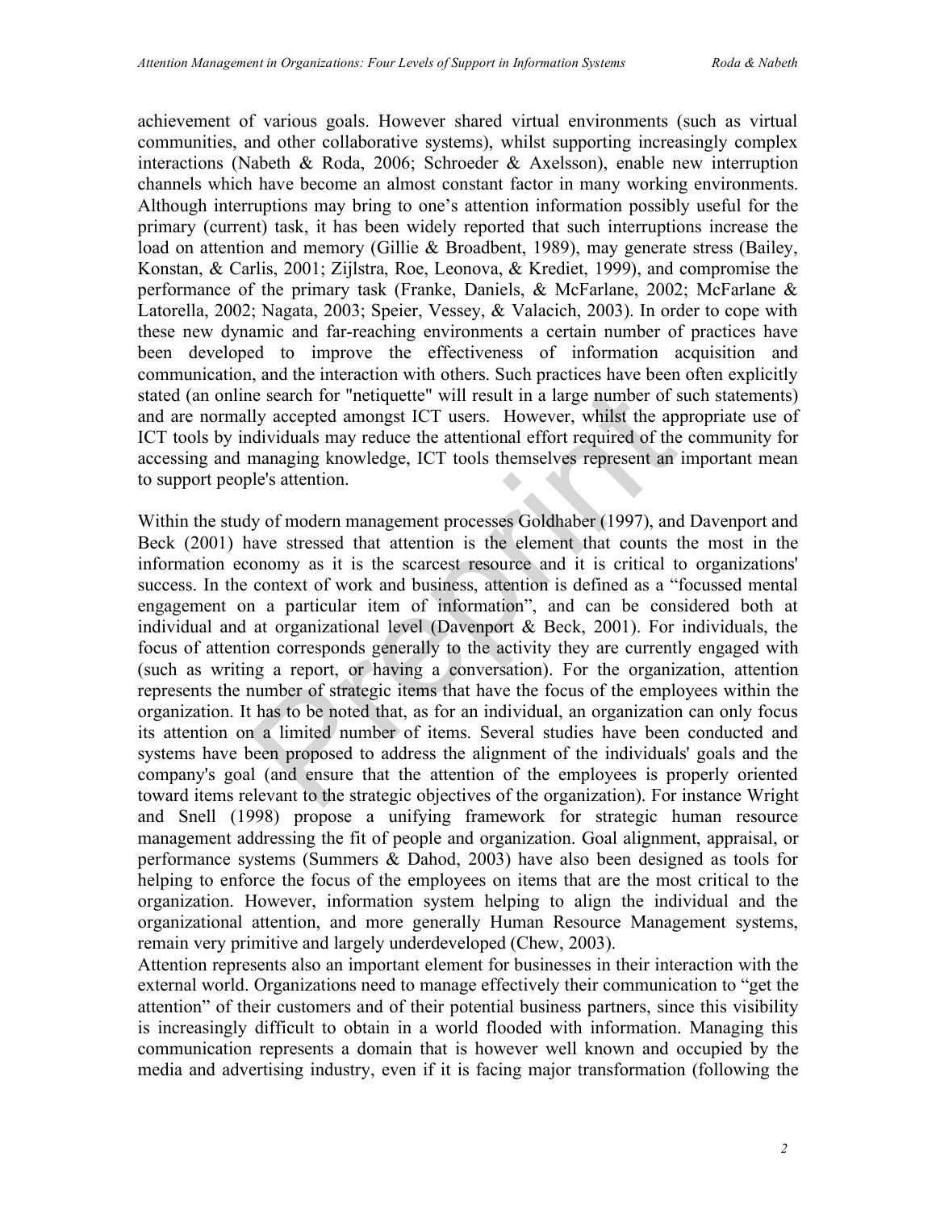achievement of various goals. However shared virtual environments (such as virtual communities, and other collaborative systems), whilst supporting increasingly complex interactions (Nabeth & Roda, 2006; Schroeder & Axelsson), enable new interruption channels which have become an almost constant factor in many working environments. Although interruptions may bring to one's attention information possibly useful for the primary (current) task, it has been widely reported that such interruptions increase the load on attention and memory (Gillie & Broadbent, 1989), may generate stress (Bailey, Konstan, & Carlis, 2001; Zijlstra, Roe, Leonova, & Krediet, 1999), and compromise the performance of the primary task (Franke, Daniels, & McFarlane, 2002; McFarlane & Latorella, 2002; Nagata, 2003; Speier, Vessey, & Valacich, 2003). In order to cope with these new dynamic and far-reaching environments a certain number of practices have been developed to improve the effectiveness of information acquisition and communication, and the interaction with others. Such practices have been often explicitly stated (an online search for "netiquette" will result in a large number of such statements) and are normally accepted amongst ICT users. However, whilst the appropriate use of ICT tools by individuals may reduce the attentional effort required of the community for accessing and managing knowledge, ICT tools themselves represent an important mean to support people's attention.

Within the study of modern management processes Goldhaber (1997), and Davenport and Beck (2001) have stressed that attention is the element that counts the most in the information economy as it is the scarcest resource and it is critical to organizations' success. In the context of work and business, attention is defined as a "focussed mental engagement on a particular item of information", and can be considered both at individual and at organizational level (Davenport & Beck, 2001). For individuals, the focus of attention corresponds generally to the activity they are currently engaged with (such as writing a report, or having a conversation). For the organization, attention represents the number of strategic items that have the focus of the employees within the organization. It has to be noted that, as for an individual, an organization can only focus its attention on a limited number of items. Several studies have been conducted and systems have been proposed to address the alignment of the individuals' goals and the company's goal (and ensure that the attention of the employees is properly oriented toward items relevant to the strategic objectives of the organization). For instance Wright and Snell (1998) propose a unifying framework for strategic human resource management addressing the fit of people and organization. Goal alignment, appraisal, or performance systems (Summers & Dahod, 2003) have also been designed as tools for helping to enforce the focus of the employees on items that are the most critical to the organization. However, information system helping to align the individual and the organizational attention, and more generally Human Resource Management systems, remain very primitive and largely underdeveloped (Chew, 2003).

Attention represents also an important element for businesses in their interaction with the external world. Organizations need to manage effectively their communication to "get the attention" of their customers and of their potential business partners, since this visibility is increasingly difficult to obtain in a world flooded with information. Managing this communication represents a domain that is however well known and occupied by the media and advertising industry, even if it is facing major transformation (following the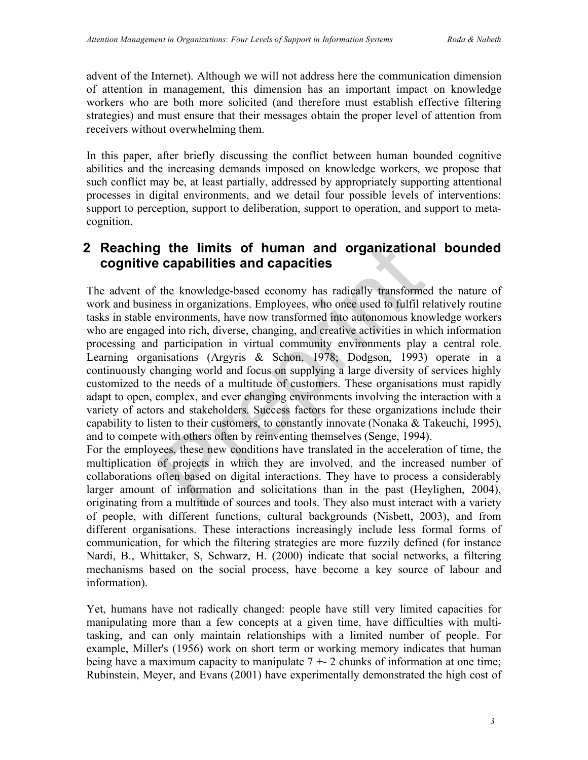advent of the Internet). Although we will not address here the communication dimension of attention in management, this dimension has an important impact on knowledge workers who are both more solicited (and therefore must establish effective filtering strategies) and must ensure that their messages obtain the proper level of attention from receivers without overwhelming them.

In this paper, after briefly discussing the conflict between human bounded cognitive abilities and the increasing demands imposed on knowledge workers, we propose that such conflict may be, at least partially, addressed by appropriately supporting attentional processes in digital environments, and we detail four possible levels of interventions: support to perception, support to deliberation, support to operation, and support to meta-cognition.

## 2 Reaching the limits of human and organizational bounded cognitive capabilities and capacities

The advent of the knowledge-based economy has radically transformed the nature of work and business in organizations. Employees, who once used to fulfil relatively routine tasks in stable environments, have now transformed into autonomous knowledge workers who are engaged into rich, diverse, changing, and creative activities in which information processing and participation in virtual community environments play a central role. Learning organisations (Argyris & Schon, 1978; Dodgson, 1993) operate in a continuously changing world and focus on supplying a large diversity of services highly customized to the needs of a multitude of customers. These organisations must rapidly adapt to open, complex, and ever changing environments involving the interaction with a variety of actors and stakeholders. Success factors for these organizations include their capability to listen to their customers, to constantly innovate (Nonaka & Takeuchi, 1995), and to compete with others often by reinventing themselves (Senge, 1994).

For the employees, these new conditions have translated in the acceleration of time, the multiplication of projects in which they are involved, and the increased number of collaborations often based on digital interactions. They have to process a considerably larger amount of information and solicitations than in the past (Heylighen, 2004), originating from a multitude of sources and tools. They also must interact with a variety of people, with different functions, cultural backgrounds (Nisbett, 2003), and from different organisations. These interactions increasingly include less formal forms of communication, for which the filtering strategies are more fuzzily defined (for instance Nardi, B., Whittaker, S, Schwarz, H. (2000) indicate that social networks, a filtering mechanisms based on the social process, have become a key source of labour and information).

Yet, humans have not radically changed: people have still very limited capacities for manipulating more than a few concepts at a given time, have difficulties with multi-tasking, and can only maintain relationships with a limited number of people. For example, Miller's (1956) work on short term or working memory indicates that human being have a maximum capacity to manipulate 7 +- 2 chunks of information at one time; Rubinstein, Meyer, and Evans (2001) have experimentally demonstrated the high cost of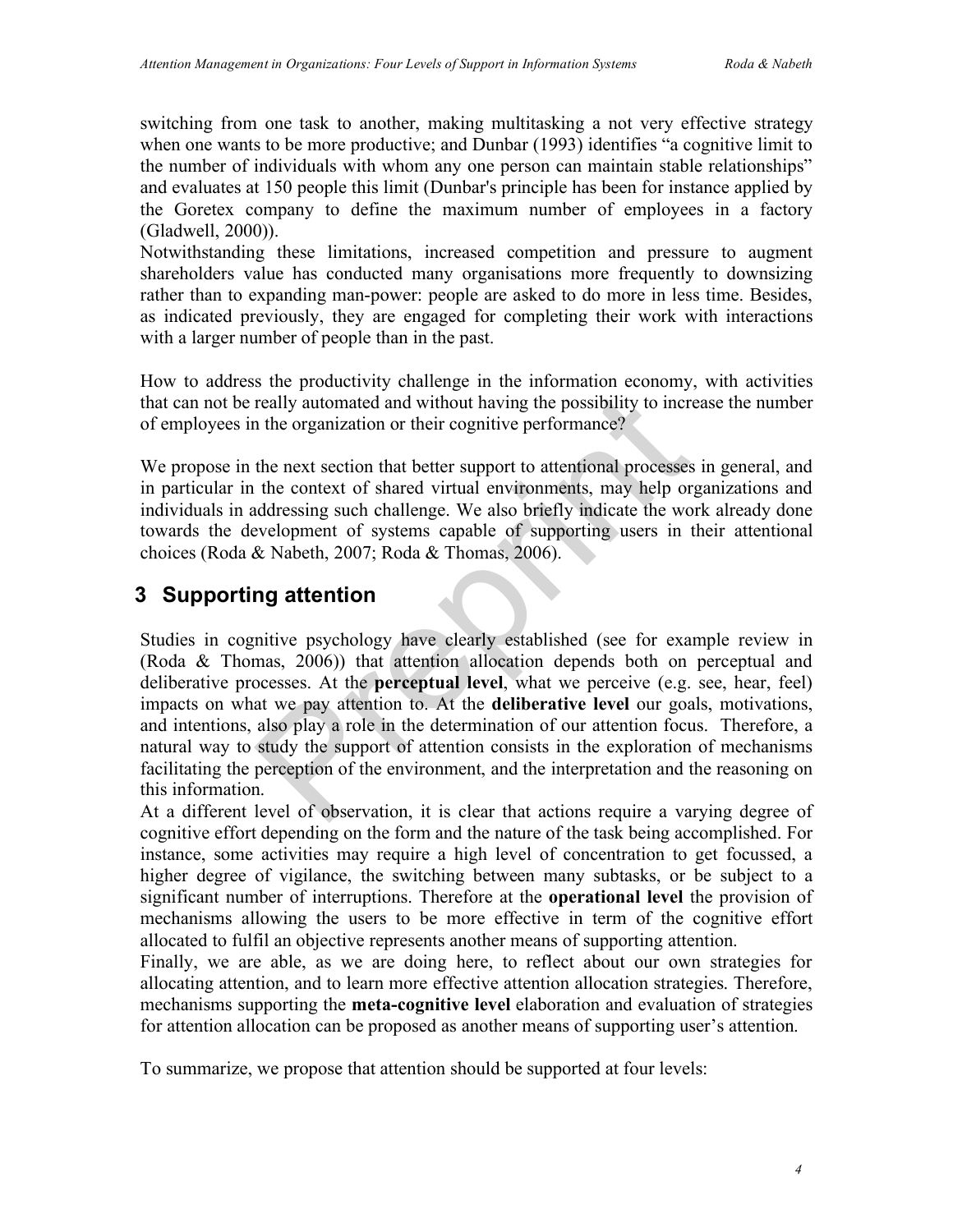switching from one task to another, making multitasking a not very effective strategy when one wants to be more productive; and Dunbar (1993) identifies "a cognitive limit to the number of individuals with whom any one person can maintain stable relationships" and evaluates at 150 people this limit (Dunbar's principle has been for instance applied by the Goretex company to define the maximum number of employees in a factory (Gladwell, 2000)).
Notwithstanding these limitations, increased competition and pressure to augment shareholders value has conducted many organisations more frequently to downsizing rather than to expanding man-power: people are asked to do more in less time. Besides, as indicated previously, they are engaged for completing their work with interactions with a larger number of people than in the past.

How to address the productivity challenge in the information economy, with activities that can not be really automated and without having the possibility to increase the number of employees in the organization or their cognitive performance?

We propose in the next section that better support to attentional processes in general, and in particular in the context of shared virtual environments, may help organizations and individuals in addressing such challenge. We also briefly indicate the work already done towards the development of systems capable of supporting users in their attentional choices (Roda & Nabeth, 2007; Roda & Thomas, 2006).

## 3 Supporting attention

Studies in cognitive psychology have clearly established (see for example review in (Roda & Thomas, 2006)) that attention allocation depends both on perceptual and deliberative processes. At the **perceptual level**, what we perceive (e.g. see, hear, feel) impacts on what we pay attention to. At the **deliberative level** our goals, motivations, and intentions, also play a role in the determination of our attention focus. Therefore, a natural way to study the support of attention consists in the exploration of mechanisms facilitating the perception of the environment, and the interpretation and the reasoning on this information.
At a different level of observation, it is clear that actions require a varying degree of cognitive effort depending on the form and the nature of the task being accomplished. For instance, some activities may require a high level of concentration to get focussed, a higher degree of vigilance, the switching between many subtasks, or be subject to a significant number of interruptions. Therefore at the **operational level** the provision of mechanisms allowing the users to be more effective in term of the cognitive effort allocated to fulfil an objective represents another means of supporting attention.
Finally, we are able, as we are doing here, to reflect about our own strategies for allocating attention, and to learn more effective attention allocation strategies. Therefore, mechanisms supporting the **meta-cognitive level** elaboration and evaluation of strategies for attention allocation can be proposed as another means of supporting user's attention.

To summarize, we propose that attention should be supported at four levels: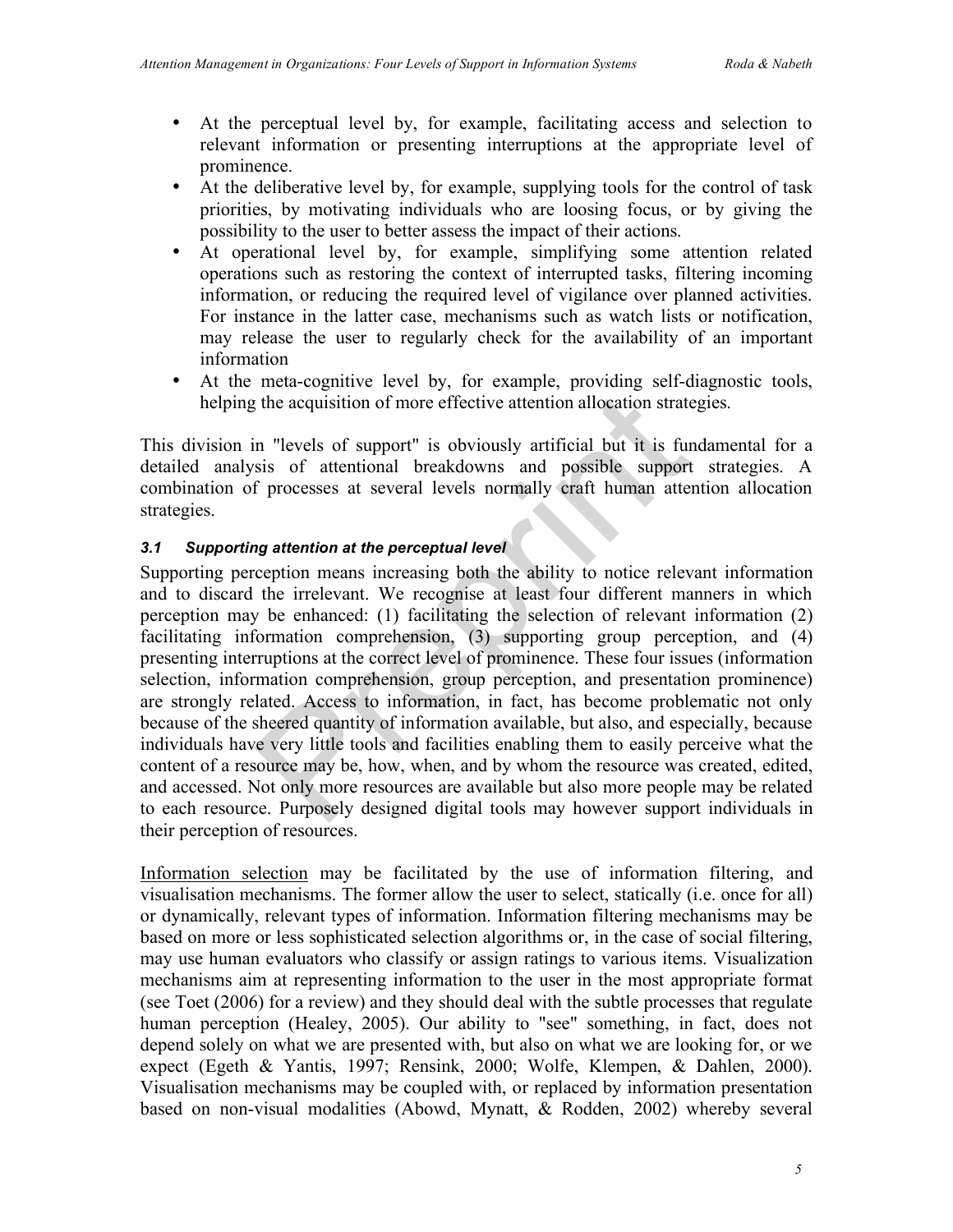- At the perceptual level by, for example, facilitating access and selection to relevant information or presenting interruptions at the appropriate level of prominence.
- At the deliberative level by, for example, supplying tools for the control of task priorities, by motivating individuals who are loosing focus, or by giving the possibility to the user to better assess the impact of their actions.
- At operational level by, for example, simplifying some attention related operations such as restoring the context of interrupted tasks, filtering incoming information, or reducing the required level of vigilance over planned activities. For instance in the latter case, mechanisms such as watch lists or notification, may release the user to regularly check for the availability of an important information
- At the meta-cognitive level by, for example, providing self-diagnostic tools, helping the acquisition of more effective attention allocation strategies.

This division in "levels of support" is obviously artificial but it is fundamental for a detailed analysis of attentional breakdowns and possible support strategies. A combination of processes at several levels normally craft human attention allocation strategies.

### *3.1 Supporting attention at the perceptual level*

Supporting perception means increasing both the ability to notice relevant information and to discard the irrelevant. We recognise at least four different manners in which perception may be enhanced: (1) facilitating the selection of relevant information (2) facilitating information comprehension, (3) supporting group perception, and (4) presenting interruptions at the correct level of prominence. These four issues (information selection, information comprehension, group perception, and presentation prominence) are strongly related. Access to information, in fact, has become problematic not only because of the sheered quantity of information available, but also, and especially, because individuals have very little tools and facilities enabling them to easily perceive what the content of a resource may be, how, when, and by whom the resource was created, edited, and accessed. Not only more resources are available but also more people may be related to each resource. Purposely designed digital tools may however support individuals in their perception of resources.

Information selection may be facilitated by the use of information filtering, and visualisation mechanisms. The former allow the user to select, statically (i.e. once for all) or dynamically, relevant types of information. Information filtering mechanisms may be based on more or less sophisticated selection algorithms or, in the case of social filtering, may use human evaluators who classify or assign ratings to various items. Visualization mechanisms aim at representing information to the user in the most appropriate format (see Toet (2006) for a review) and they should deal with the subtle processes that regulate human perception (Healey, 2005). Our ability to "see" something, in fact, does not depend solely on what we are presented with, but also on what we are looking for, or we expect (Egeth & Yantis, 1997; Rensink, 2000; Wolfe, Klempen, & Dahlen, 2000). Visualisation mechanisms may be coupled with, or replaced by information presentation based on non-visual modalities (Abowd, Mynatt, & Rodden, 2002) whereby several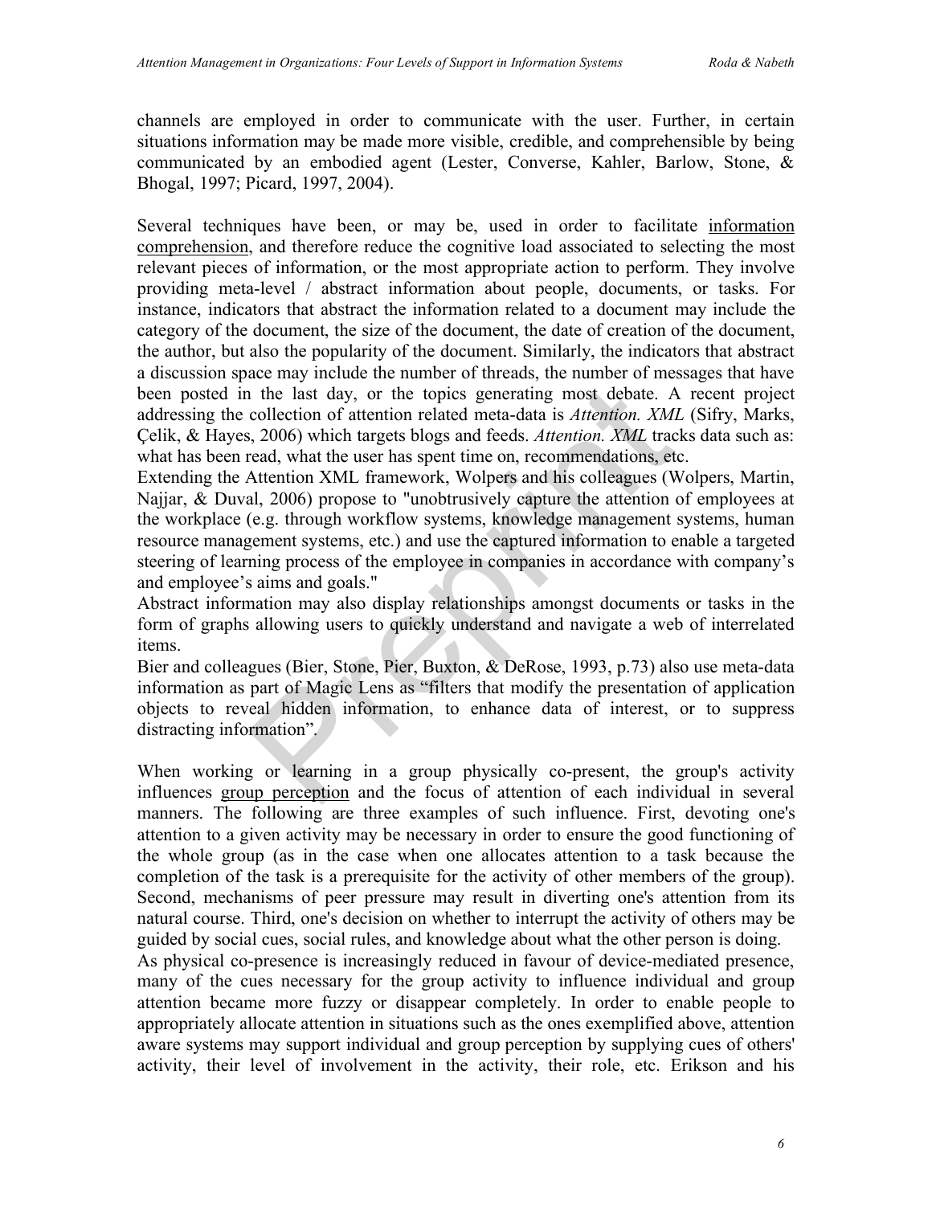channels are employed in order to communicate with the user. Further, in certain situations information may be made more visible, credible, and comprehensible by being communicated by an embodied agent (Lester, Converse, Kahler, Barlow, Stone, & Bhogal, 1997; Picard, 1997, 2004).

Several techniques have been, or may be, used in order to facilitate information comprehension, and therefore reduce the cognitive load associated to selecting the most relevant pieces of information, or the most appropriate action to perform. They involve providing meta-level / abstract information about people, documents, or tasks. For instance, indicators that abstract the information related to a document may include the category of the document, the size of the document, the date of creation of the document, the author, but also the popularity of the document. Similarly, the indicators that abstract a discussion space may include the number of threads, the number of messages that have been posted in the last day, or the topics generating most debate. A recent project addressing the collection of attention related meta-data is *Attention. XML* (Sifry, Marks, Çelik, & Hayes, 2006) which targets blogs and feeds. *Attention. XML* tracks data such as: what has been read, what the user has spent time on, recommendations, etc.
Extending the Attention XML framework, Wolpers and his colleagues (Wolpers, Martin, Najjar, & Duval, 2006) propose to "unobtrusively capture the attention of employees at the workplace (e.g. through workflow systems, knowledge management systems, human resource management systems, etc.) and use the captured information to enable a targeted steering of learning process of the employee in companies in accordance with company's and employee's aims and goals."
Abstract information may also display relationships amongst documents or tasks in the form of graphs allowing users to quickly understand and navigate a web of interrelated items.
Bier and colleagues (Bier, Stone, Pier, Buxton, & DeRose, 1993, p.73) also use meta-data information as part of Magic Lens as "filters that modify the presentation of application objects to reveal hidden information, to enhance data of interest, or to suppress distracting information".

When working or learning in a group physically co-present, the group's activity influences group perception and the focus of attention of each individual in several manners. The following are three examples of such influence. First, devoting one's attention to a given activity may be necessary in order to ensure the good functioning of the whole group (as in the case when one allocates attention to a task because the completion of the task is a prerequisite for the activity of other members of the group). Second, mechanisms of peer pressure may result in diverting one's attention from its natural course. Third, one's decision on whether to interrupt the activity of others may be guided by social cues, social rules, and knowledge about what the other person is doing.
As physical co-presence is increasingly reduced in favour of device-mediated presence, many of the cues necessary for the group activity to influence individual and group attention became more fuzzy or disappear completely. In order to enable people to appropriately allocate attention in situations such as the ones exemplified above, attention aware systems may support individual and group perception by supplying cues of others' activity, their level of involvement in the activity, their role, etc. Erikson and his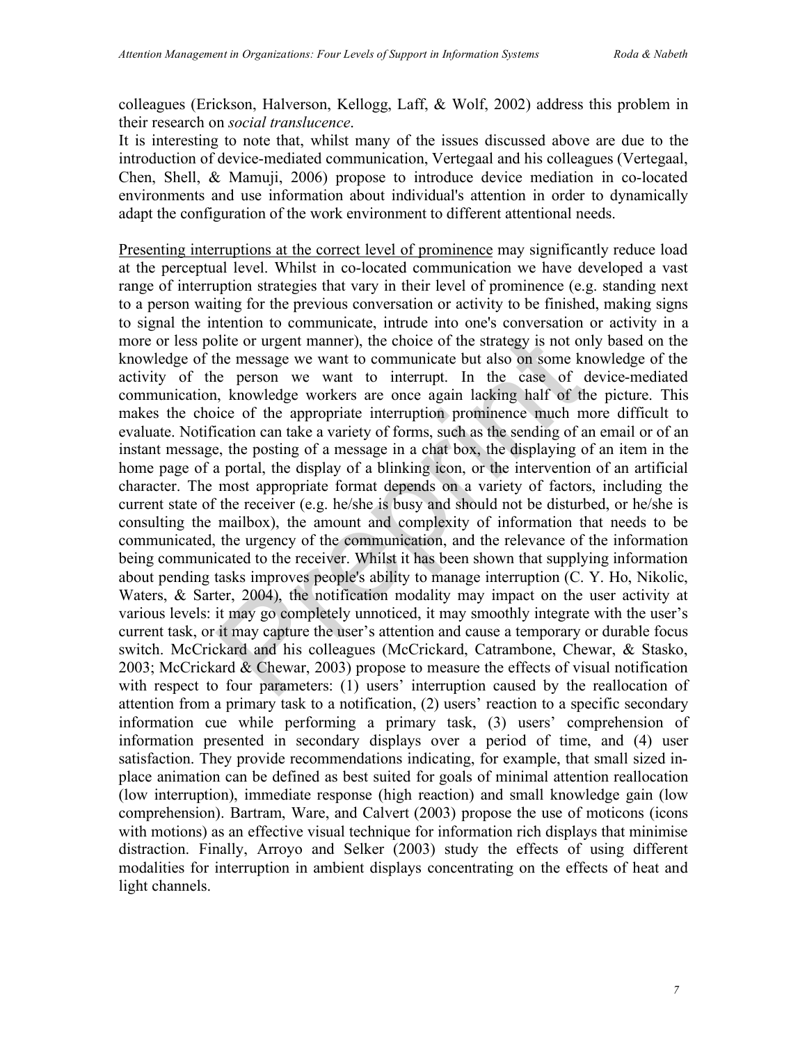colleagues (Erickson, Halverson, Kellogg, Laff, & Wolf, 2002) address this problem in their research on *social translucence*.

It is interesting to note that, whilst many of the issues discussed above are due to the introduction of device-mediated communication, Vertegaal and his colleagues (Vertegaal, Chen, Shell, & Mamuji, 2006) propose to introduce device mediation in co-located environments and use information about individual's attention in order to dynamically adapt the configuration of the work environment to different attentional needs.

<u>Presenting interruptions at the correct level of prominence</u> may significantly reduce load at the perceptual level. Whilst in co-located communication we have developed a vast range of interruption strategies that vary in their level of prominence (e.g. standing next to a person waiting for the previous conversation or activity to be finished, making signs to signal the intention to communicate, intrude into one's conversation or activity in a more or less polite or urgent manner), the choice of the strategy is not only based on the knowledge of the message we want to communicate but also on some knowledge of the activity of the person we want to interrupt. In the case of device-mediated communication, knowledge workers are once again lacking half of the picture. This makes the choice of the appropriate interruption prominence much more difficult to evaluate. Notification can take a variety of forms, such as the sending of an email or of an instant message, the posting of a message in a chat box, the displaying of an item in the home page of a portal, the display of a blinking icon, or the intervention of an artificial character. The most appropriate format depends on a variety of factors, including the current state of the receiver (e.g. he/she is busy and should not be disturbed, or he/she is consulting the mailbox), the amount and complexity of information that needs to be communicated, the urgency of the communication, and the relevance of the information being communicated to the receiver. Whilst it has been shown that supplying information about pending tasks improves people's ability to manage interruption (C. Y. Ho, Nikolic, Waters, & Sarter, 2004), the notification modality may impact on the user activity at various levels: it may go completely unnoticed, it may smoothly integrate with the user's current task, or it may capture the user's attention and cause a temporary or durable focus switch. McCrickard and his colleagues (McCrickard, Catrambone, Chewar, & Stasko, 2003; McCrickard & Chewar, 2003) propose to measure the effects of visual notification with respect to four parameters: (1) users' interruption caused by the reallocation of attention from a primary task to a notification, (2) users' reaction to a specific secondary information cue while performing a primary task, (3) users' comprehension of information presented in secondary displays over a period of time, and (4) user satisfaction. They provide recommendations indicating, for example, that small sized in-place animation can be defined as best suited for goals of minimal attention reallocation (low interruption), immediate response (high reaction) and small knowledge gain (low comprehension). Bartram, Ware, and Calvert (2003) propose the use of moticons (icons with motions) as an effective visual technique for information rich displays that minimise distraction. Finally, Arroyo and Selker (2003) study the effects of using different modalities for interruption in ambient displays concentrating on the effects of heat and light channels.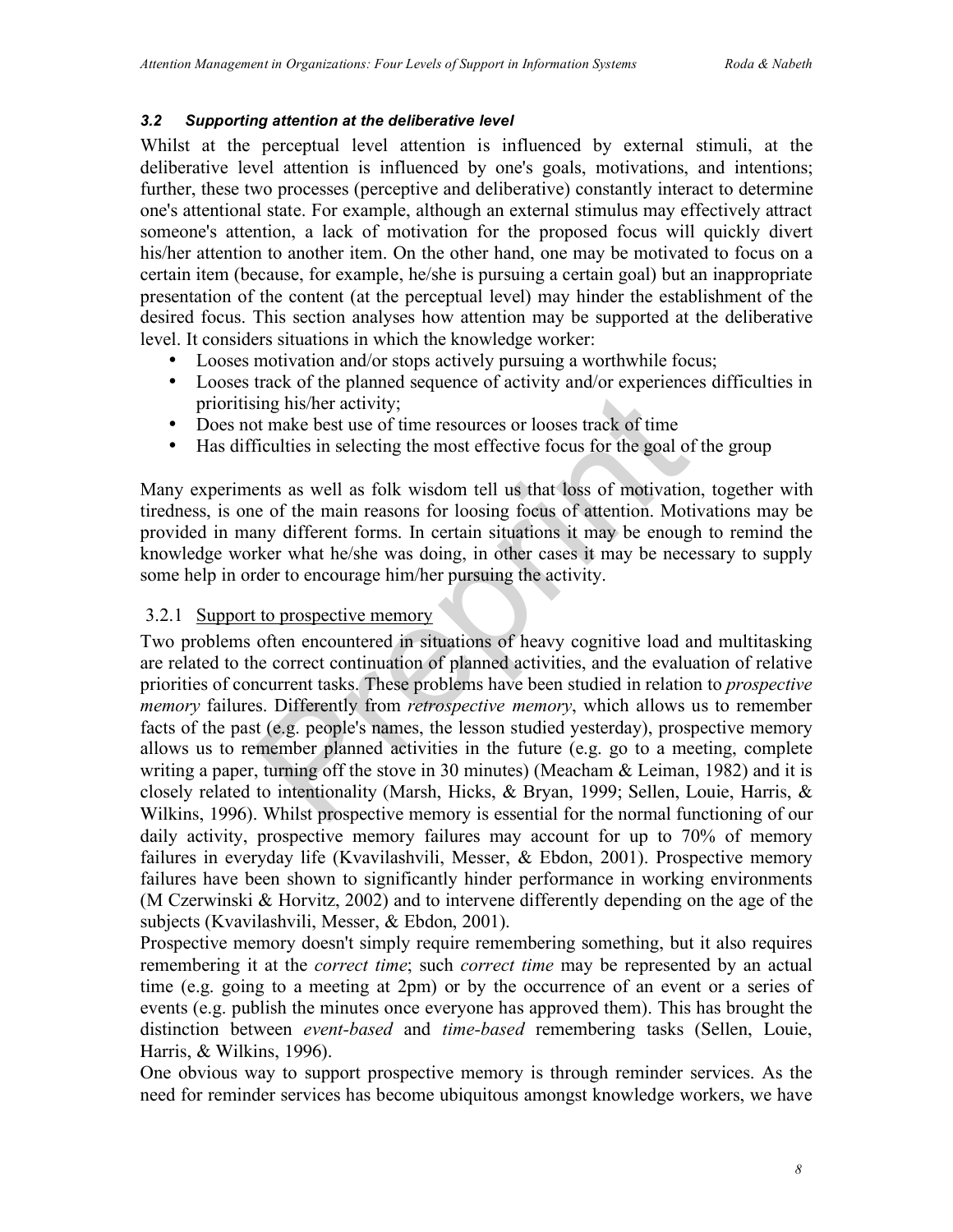### *3.2 Supporting attention at the deliberative level*

Whilst at the perceptual level attention is influenced by external stimuli, at the deliberative level attention is influenced by one's goals, motivations, and intentions; further, these two processes (perceptive and deliberative) constantly interact to determine one's attentional state. For example, although an external stimulus may effectively attract someone's attention, a lack of motivation for the proposed focus will quickly divert his/her attention to another item. On the other hand, one may be motivated to focus on a certain item (because, for example, he/she is pursuing a certain goal) but an inappropriate presentation of the content (at the perceptual level) may hinder the establishment of the desired focus. This section analyses how attention may be supported at the deliberative level. It considers situations in which the knowledge worker:

- Looses motivation and/or stops actively pursuing a worthwhile focus;
- Looses track of the planned sequence of activity and/or experiences difficulties in prioritising his/her activity;
- Does not make best use of time resources or looses track of time
- Has difficulties in selecting the most effective focus for the goal of the group

Many experiments as well as folk wisdom tell us that loss of motivation, together with tiredness, is one of the main reasons for loosing focus of attention. Motivations may be provided in many different forms. In certain situations it may be enough to remind the knowledge worker what he/she was doing, in other cases it may be necessary to supply some help in order to encourage him/her pursuing the activity.

#### 3.2.1 Support to prospective memory

Two problems often encountered in situations of heavy cognitive load and multitasking are related to the correct continuation of planned activities, and the evaluation of relative priorities of concurrent tasks. These problems have been studied in relation to *prospective memory* failures. Differently from *retrospective memory*, which allows us to remember facts of the past (e.g. people's names, the lesson studied yesterday), prospective memory allows us to remember planned activities in the future (e.g. go to a meeting, complete writing a paper, turning off the stove in 30 minutes) (Meacham & Leiman, 1982) and it is closely related to intentionality (Marsh, Hicks, & Bryan, 1999; Sellen, Louie, Harris, & Wilkins, 1996). Whilst prospective memory is essential for the normal functioning of our daily activity, prospective memory failures may account for up to 70% of memory failures in everyday life (Kvavilashvili, Messer, & Ebdon, 2001). Prospective memory failures have been shown to significantly hinder performance in working environments (M Czerwinski & Horvitz, 2002) and to intervene differently depending on the age of the subjects (Kvavilashvili, Messer, & Ebdon, 2001).

Prospective memory doesn't simply require remembering something, but it also requires remembering it at the *correct time*; such *correct time* may be represented by an actual time (e.g. going to a meeting at 2pm) or by the occurrence of an event or a series of events (e.g. publish the minutes once everyone has approved them). This has brought the distinction between *event-based* and *time-based* remembering tasks (Sellen, Louie, Harris, & Wilkins, 1996).

One obvious way to support prospective memory is through reminder services. As the need for reminder services has become ubiquitous amongst knowledge workers, we have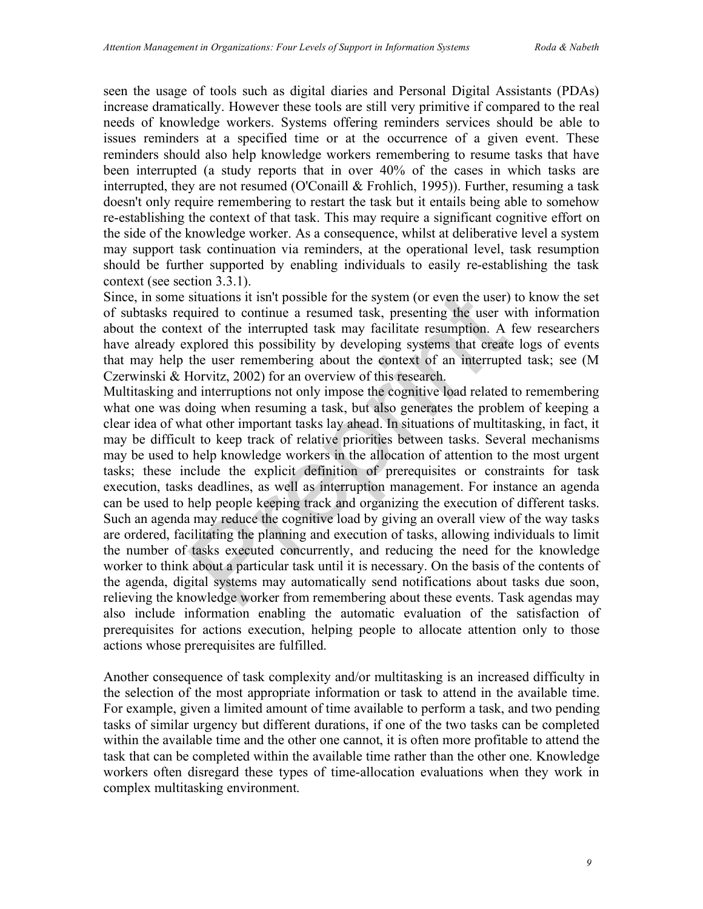seen the usage of tools such as digital diaries and Personal Digital Assistants (PDAs) increase dramatically. However these tools are still very primitive if compared to the real needs of knowledge workers. Systems offering reminders services should be able to issues reminders at a specified time or at the occurrence of a given event. These reminders should also help knowledge workers remembering to resume tasks that have been interrupted (a study reports that in over 40% of the cases in which tasks are interrupted, they are not resumed (O'Conaill & Frohlich, 1995)). Further, resuming a task doesn't only require remembering to restart the task but it entails being able to somehow re-establishing the context of that task. This may require a significant cognitive effort on the side of the knowledge worker. As a consequence, whilst at deliberative level a system may support task continuation via reminders, at the operational level, task resumption should be further supported by enabling individuals to easily re-establishing the task context (see section 3.3.1).

Since, in some situations it isn't possible for the system (or even the user) to know the set of subtasks required to continue a resumed task, presenting the user with information about the context of the interrupted task may facilitate resumption. A few researchers have already explored this possibility by developing systems that create logs of events that may help the user remembering about the context of an interrupted task; see (M Czerwinski & Horvitz, 2002) for an overview of this research.

Multitasking and interruptions not only impose the cognitive load related to remembering what one was doing when resuming a task, but also generates the problem of keeping a clear idea of what other important tasks lay ahead. In situations of multitasking, in fact, it may be difficult to keep track of relative priorities between tasks. Several mechanisms may be used to help knowledge workers in the allocation of attention to the most urgent tasks; these include the explicit definition of prerequisites or constraints for task execution, tasks deadlines, as well as interruption management. For instance an agenda can be used to help people keeping track and organizing the execution of different tasks. Such an agenda may reduce the cognitive load by giving an overall view of the way tasks are ordered, facilitating the planning and execution of tasks, allowing individuals to limit the number of tasks executed concurrently, and reducing the need for the knowledge worker to think about a particular task until it is necessary. On the basis of the contents of the agenda, digital systems may automatically send notifications about tasks due soon, relieving the knowledge worker from remembering about these events. Task agendas may also include information enabling the automatic evaluation of the satisfaction of prerequisites for actions execution, helping people to allocate attention only to those actions whose prerequisites are fulfilled.

Another consequence of task complexity and/or multitasking is an increased difficulty in the selection of the most appropriate information or task to attend in the available time. For example, given a limited amount of time available to perform a task, and two pending tasks of similar urgency but different durations, if one of the two tasks can be completed within the available time and the other one cannot, it is often more profitable to attend the task that can be completed within the available time rather than the other one. Knowledge workers often disregard these types of time-allocation evaluations when they work in complex multitasking environment.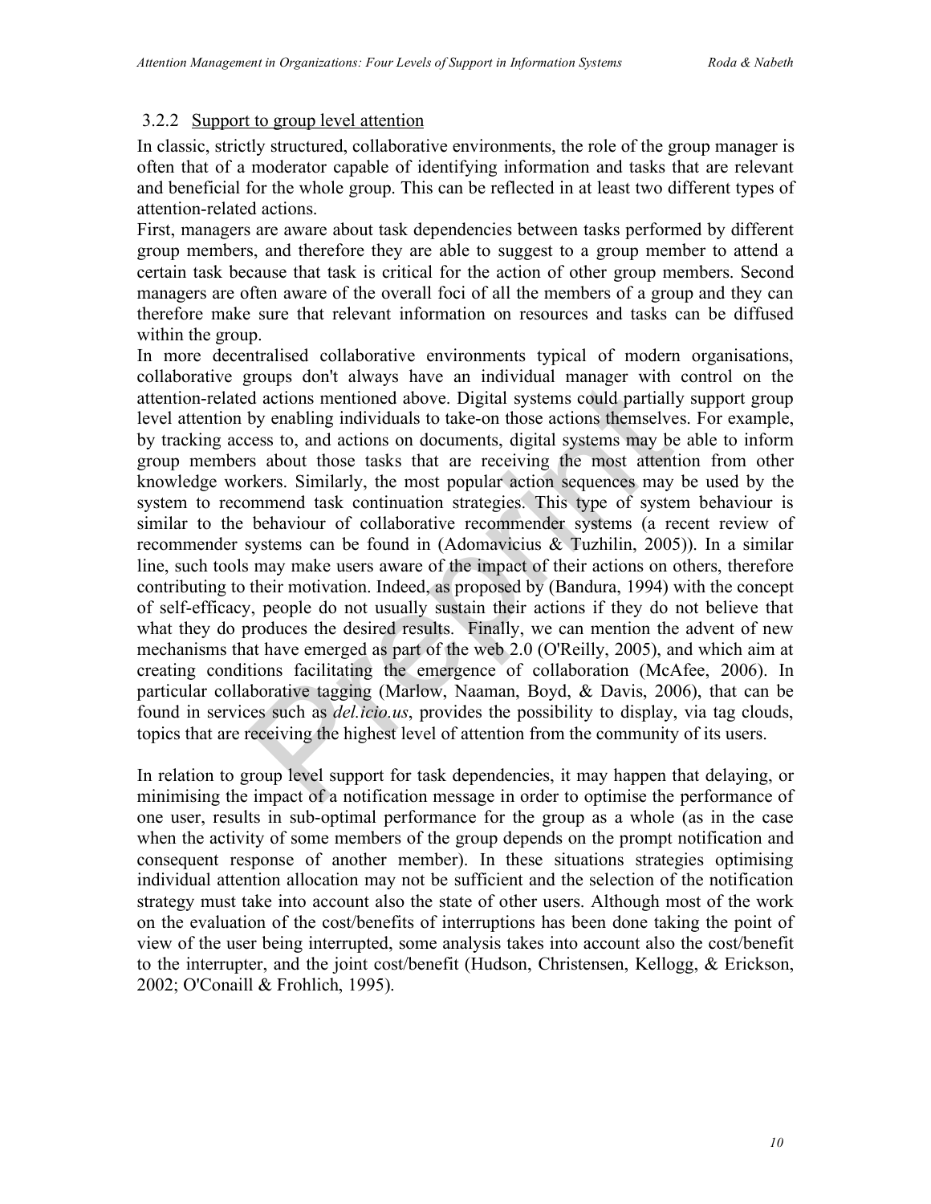### 3.2.2 Support to group level attention

In classic, strictly structured, collaborative environments, the role of the group manager is often that of a moderator capable of identifying information and tasks that are relevant and beneficial for the whole group. This can be reflected in at least two different types of attention-related actions.

First, managers are aware about task dependencies between tasks performed by different group members, and therefore they are able to suggest to a group member to attend a certain task because that task is critical for the action of other group members. Second managers are often aware of the overall foci of all the members of a group and they can therefore make sure that relevant information on resources and tasks can be diffused within the group.

In more decentralised collaborative environments typical of modern organisations, collaborative groups don't always have an individual manager with control on the attention-related actions mentioned above. Digital systems could partially support group level attention by enabling individuals to take-on those actions themselves. For example, by tracking access to, and actions on documents, digital systems may be able to inform group members about those tasks that are receiving the most attention from other knowledge workers. Similarly, the most popular action sequences may be used by the system to recommend task continuation strategies. This type of system behaviour is similar to the behaviour of collaborative recommender systems (a recent review of recommender systems can be found in (Adomavicius & Tuzhilin, 2005)). In a similar line, such tools may make users aware of the impact of their actions on others, therefore contributing to their motivation. Indeed, as proposed by (Bandura, 1994) with the concept of self-efficacy, people do not usually sustain their actions if they do not believe that what they do produces the desired results. Finally, we can mention the advent of new mechanisms that have emerged as part of the web 2.0 (O'Reilly, 2005), and which aim at creating conditions facilitating the emergence of collaboration (McAfee, 2006). In particular collaborative tagging (Marlow, Naaman, Boyd, & Davis, 2006), that can be found in services such as *del.icio.us*, provides the possibility to display, via tag clouds, topics that are receiving the highest level of attention from the community of its users.

In relation to group level support for task dependencies, it may happen that delaying, or minimising the impact of a notification message in order to optimise the performance of one user, results in sub-optimal performance for the group as a whole (as in the case when the activity of some members of the group depends on the prompt notification and consequent response of another member). In these situations strategies optimising individual attention allocation may not be sufficient and the selection of the notification strategy must take into account also the state of other users. Although most of the work on the evaluation of the cost/benefits of interruptions has been done taking the point of view of the user being interrupted, some analysis takes into account also the cost/benefit to the interrupter, and the joint cost/benefit (Hudson, Christensen, Kellogg, & Erickson, 2002; O'Conaill & Frohlich, 1995).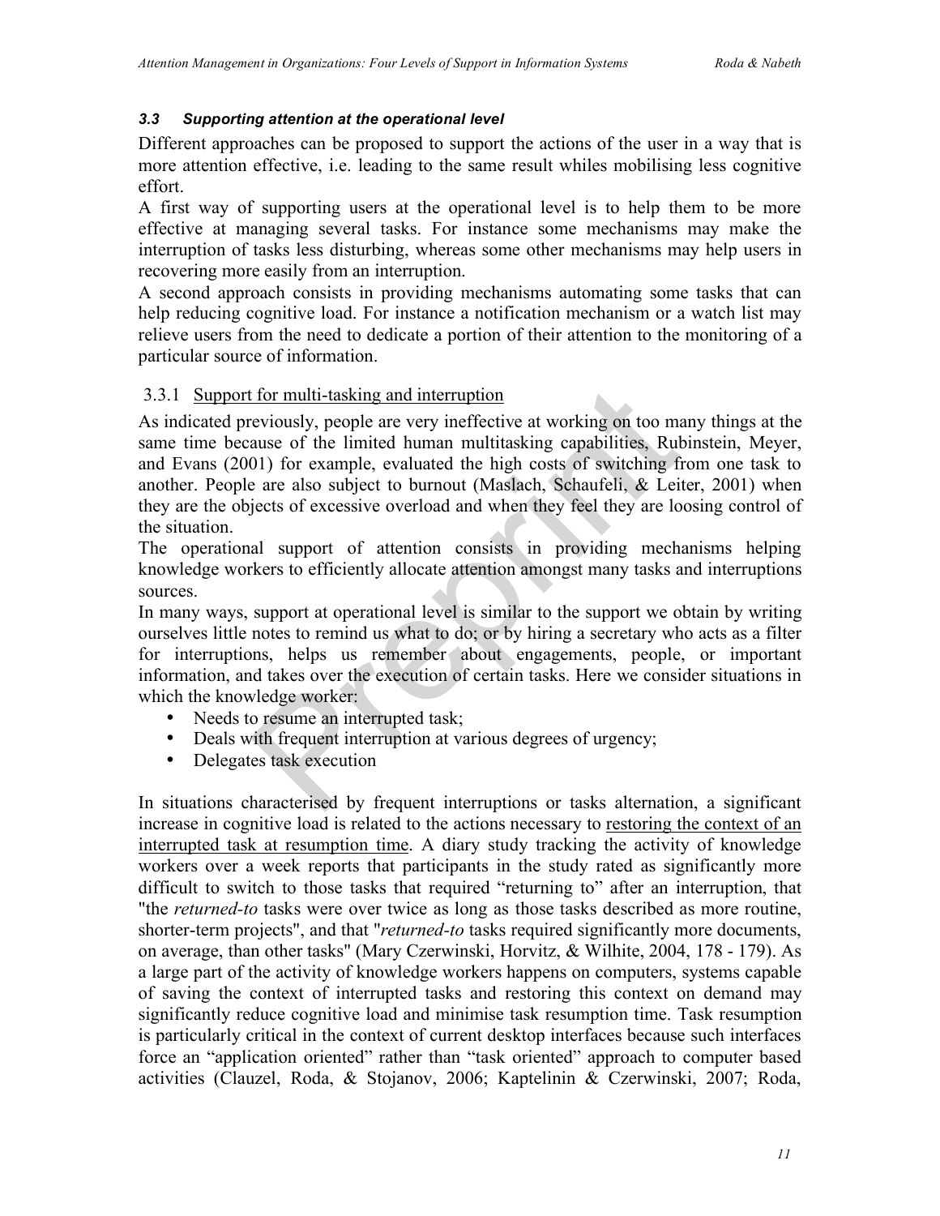### *3.3 Supporting attention at the operational level*

Different approaches can be proposed to support the actions of the user in a way that is more attention effective, i.e. leading to the same result whiles mobilising less cognitive effort.

A first way of supporting users at the operational level is to help them to be more effective at managing several tasks. For instance some mechanisms may make the interruption of tasks less disturbing, whereas some other mechanisms may help users in recovering more easily from an interruption.

A second approach consists in providing mechanisms automating some tasks that can help reducing cognitive load. For instance a notification mechanism or a watch list may relieve users from the need to dedicate a portion of their attention to the monitoring of a particular source of information.

#### 3.3.1 Support for multi-tasking and interruption

As indicated previously, people are very ineffective at working on too many things at the same time because of the limited human multitasking capabilities, Rubinstein, Meyer, and Evans (2001) for example, evaluated the high costs of switching from one task to another. People are also subject to burnout (Maslach, Schaufeli, & Leiter, 2001) when they are the objects of excessive overload and when they feel they are loosing control of the situation.

The operational support of attention consists in providing mechanisms helping knowledge workers to efficiently allocate attention amongst many tasks and interruptions sources.

In many ways, support at operational level is similar to the support we obtain by writing ourselves little notes to remind us what to do; or by hiring a secretary who acts as a filter for interruptions, helps us remember about engagements, people, or important information, and takes over the execution of certain tasks. Here we consider situations in which the knowledge worker:

- Needs to resume an interrupted task;
- Deals with frequent interruption at various degrees of urgency;
- Delegates task execution

In situations characterised by frequent interruptions or tasks alternation, a significant increase in cognitive load is related to the actions necessary to restoring the context of an interrupted task at resumption time. A diary study tracking the activity of knowledge workers over a week reports that participants in the study rated as significantly more difficult to switch to those tasks that required "returning to" after an interruption, that "the *returned-to* tasks were over twice as long as those tasks described as more routine, shorter-term projects", and that "*returned-to* tasks required significantly more documents, on average, than other tasks" (Mary Czerwinski, Horvitz, & Wilhite, 2004, 178 - 179). As a large part of the activity of knowledge workers happens on computers, systems capable of saving the context of interrupted tasks and restoring this context on demand may significantly reduce cognitive load and minimise task resumption time. Task resumption is particularly critical in the context of current desktop interfaces because such interfaces force an "application oriented" rather than "task oriented" approach to computer based activities (Clauzel, Roda, & Stojanov, 2006; Kaptelinin & Czerwinski, 2007; Roda,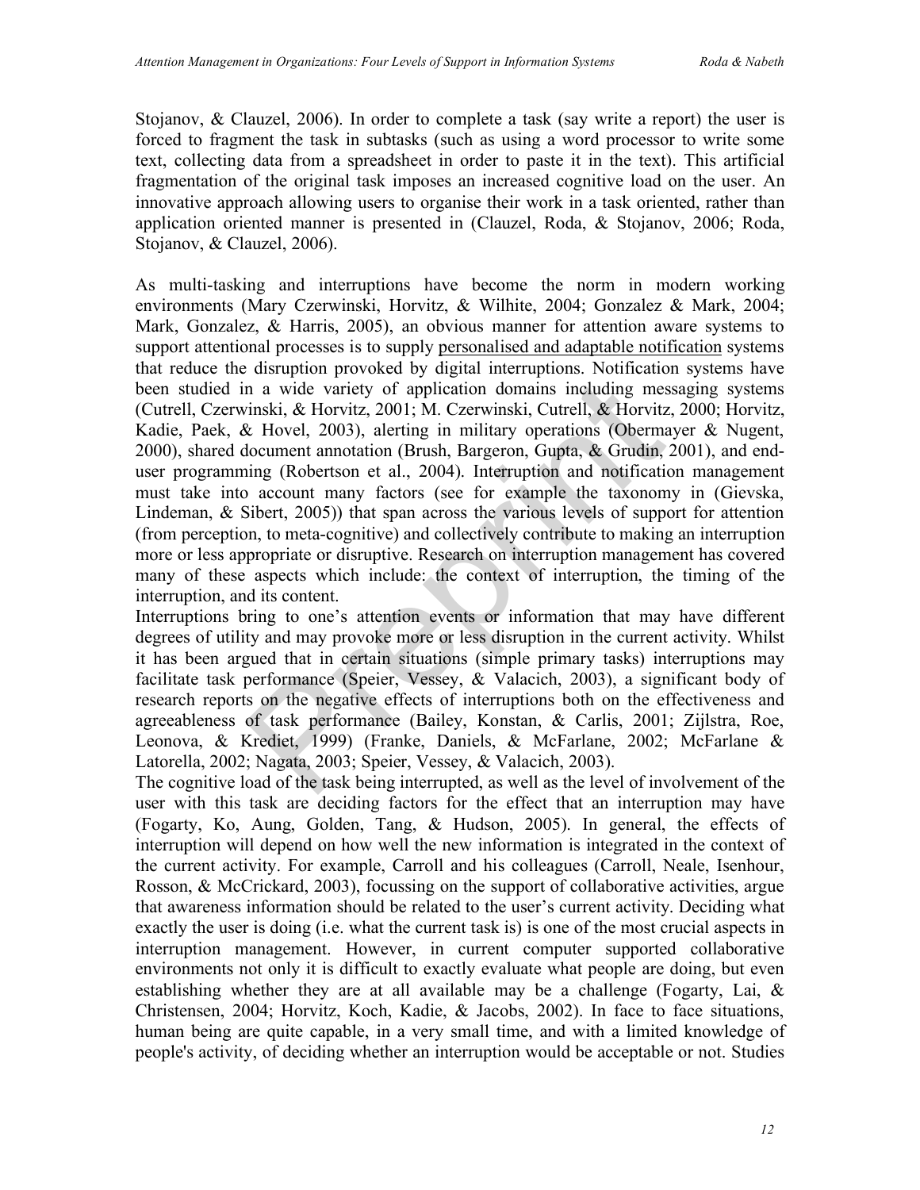Stojanov, & Clauzel, 2006). In order to complete a task (say write a report) the user is forced to fragment the task in subtasks (such as using a word processor to write some text, collecting data from a spreadsheet in order to paste it in the text). This artificial fragmentation of the original task imposes an increased cognitive load on the user. An innovative approach allowing users to organise their work in a task oriented, rather than application oriented manner is presented in (Clauzel, Roda, & Stojanov, 2006; Roda, Stojanov, & Clauzel, 2006).

As multi-tasking and interruptions have become the norm in modern working environments (Mary Czerwinski, Horvitz, & Wilhite, 2004; Gonzalez & Mark, 2004; Mark, Gonzalez, & Harris, 2005), an obvious manner for attention aware systems to support attentional processes is to supply personalised and adaptable notification systems that reduce the disruption provoked by digital interruptions. Notification systems have been studied in a wide variety of application domains including messaging systems (Cutrell, Czerwinski, & Horvitz, 2001; M. Czerwinski, Cutrell, & Horvitz, 2000; Horvitz, Kadie, Paek, & Hovel, 2003), alerting in military operations (Obermayer & Nugent, 2000), shared document annotation (Brush, Bargeron, Gupta, & Grudin, 2001), and end-user programming (Robertson et al., 2004). Interruption and notification management must take into account many factors (see for example the taxonomy in (Gievska, Lindeman, & Sibert, 2005)) that span across the various levels of support for attention (from perception, to meta-cognitive) and collectively contribute to making an interruption more or less appropriate or disruptive. Research on interruption management has covered many of these aspects which include: the context of interruption, the timing of the interruption, and its content.

Interruptions bring to one's attention events or information that may have different degrees of utility and may provoke more or less disruption in the current activity. Whilst it has been argued that in certain situations (simple primary tasks) interruptions may facilitate task performance (Speier, Vessey, & Valacich, 2003), a significant body of research reports on the negative effects of interruptions both on the effectiveness and agreeableness of task performance (Bailey, Konstan, & Carlis, 2001; Zijlstra, Roe, Leonova, & Krediet, 1999) (Franke, Daniels, & McFarlane, 2002; McFarlane & Latorella, 2002; Nagata, 2003; Speier, Vessey, & Valacich, 2003).

The cognitive load of the task being interrupted, as well as the level of involvement of the user with this task are deciding factors for the effect that an interruption may have (Fogarty, Ko, Aung, Golden, Tang, & Hudson, 2005). In general, the effects of interruption will depend on how well the new information is integrated in the context of the current activity. For example, Carroll and his colleagues (Carroll, Neale, Isenhour, Rosson, & McCrickard, 2003), focussing on the support of collaborative activities, argue that awareness information should be related to the user's current activity. Deciding what exactly the user is doing (i.e. what the current task is) is one of the most crucial aspects in interruption management. However, in current computer supported collaborative environments not only it is difficult to exactly evaluate what people are doing, but even establishing whether they are at all available may be a challenge (Fogarty, Lai, & Christensen, 2004; Horvitz, Koch, Kadie, & Jacobs, 2002). In face to face situations, human being are quite capable, in a very small time, and with a limited knowledge of people's activity, of deciding whether an interruption would be acceptable or not. Studies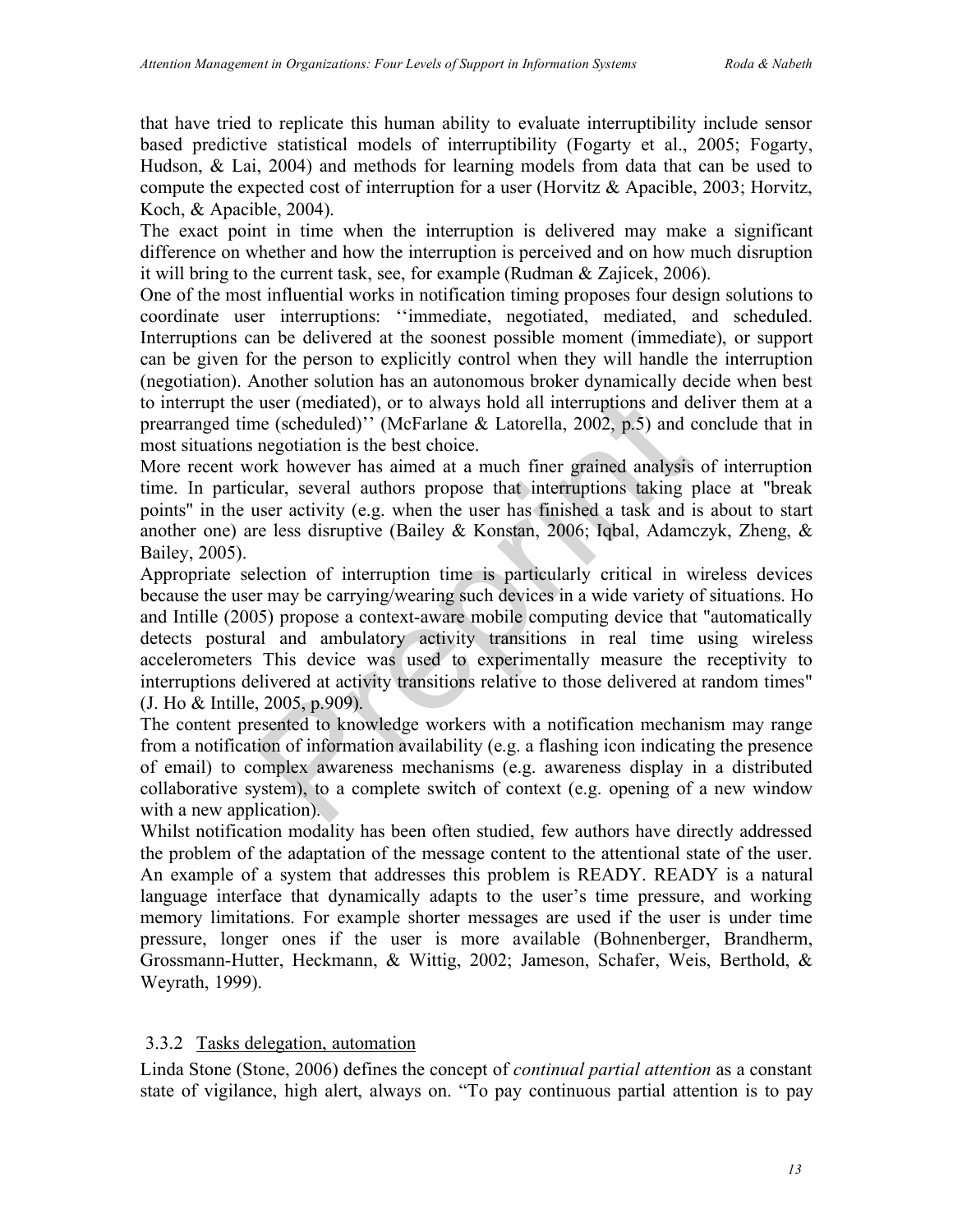that have tried to replicate this human ability to evaluate interruptibility include sensor based predictive statistical models of interruptibility (Fogarty et al., 2005; Fogarty, Hudson, & Lai, 2004) and methods for learning models from data that can be used to compute the expected cost of interruption for a user (Horvitz & Apacible, 2003; Horvitz, Koch, & Apacible, 2004).

The exact point in time when the interruption is delivered may make a significant difference on whether and how the interruption is perceived and on how much disruption it will bring to the current task, see, for example (Rudman & Zajicek, 2006).

One of the most influential works in notification timing proposes four design solutions to coordinate user interruptions: ''immediate, negotiated, mediated, and scheduled. Interruptions can be delivered at the soonest possible moment (immediate), or support can be given for the person to explicitly control when they will handle the interruption (negotiation). Another solution has an autonomous broker dynamically decide when best to interrupt the user (mediated), or to always hold all interruptions and deliver them at a prearranged time (scheduled)'' (McFarlane & Latorella, 2002, p.5) and conclude that in most situations negotiation is the best choice.

More recent work however has aimed at a much finer grained analysis of interruption time. In particular, several authors propose that interruptions taking place at "break points" in the user activity (e.g. when the user has finished a task and is about to start another one) are less disruptive (Bailey & Konstan, 2006; Iqbal, Adamczyk, Zheng, & Bailey, 2005).

Appropriate selection of interruption time is particularly critical in wireless devices because the user may be carrying/wearing such devices in a wide variety of situations. Ho and Intille (2005) propose a context-aware mobile computing device that "automatically detects postural and ambulatory activity transitions in real time using wireless accelerometers This device was used to experimentally measure the receptivity to interruptions delivered at activity transitions relative to those delivered at random times" (J. Ho & Intille, 2005, p.909).

The content presented to knowledge workers with a notification mechanism may range from a notification of information availability (e.g. a flashing icon indicating the presence of email) to complex awareness mechanisms (e.g. awareness display in a distributed collaborative system), to a complete switch of context (e.g. opening of a new window with a new application).

Whilst notification modality has been often studied, few authors have directly addressed the problem of the adaptation of the message content to the attentional state of the user. An example of a system that addresses this problem is READY. READY is a natural language interface that dynamically adapts to the user's time pressure, and working memory limitations. For example shorter messages are used if the user is under time pressure, longer ones if the user is more available (Bohnenberger, Brandherm, Grossmann-Hutter, Heckmann, & Wittig, 2002; Jameson, Schafer, Weis, Berthold, & Weyrath, 1999).

### 3.3.2 Tasks delegation, automation

Linda Stone (Stone, 2006) defines the concept of *continual partial attention* as a constant state of vigilance, high alert, always on. "To pay continuous partial attention is to pay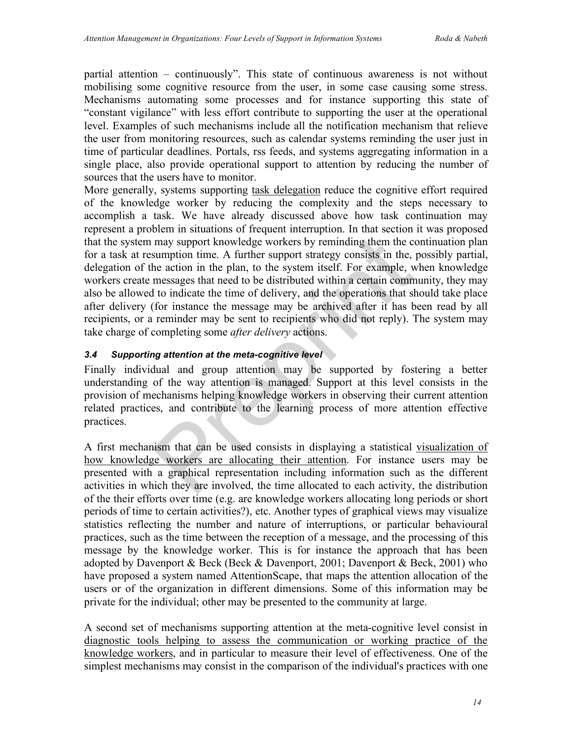partial attention – continuously". This state of continuous awareness is not without mobilising some cognitive resource from the user, in some case causing some stress. Mechanisms automating some processes and for instance supporting this state of "constant vigilance" with less effort contribute to supporting the user at the operational level. Examples of such mechanisms include all the notification mechanism that relieve the user from monitoring resources, such as calendar systems reminding the user just in time of particular deadlines. Portals, rss feeds, and systems aggregating information in a single place, also provide operational support to attention by reducing the number of sources that the users have to monitor.

More generally, systems supporting task delegation reduce the cognitive effort required of the knowledge worker by reducing the complexity and the steps necessary to accomplish a task. We have already discussed above how task continuation may represent a problem in situations of frequent interruption. In that section it was proposed that the system may support knowledge workers by reminding them the continuation plan for a task at resumption time. A further support strategy consists in the, possibly partial, delegation of the action in the plan, to the system itself. For example, when knowledge workers create messages that need to be distributed within a certain community, they may also be allowed to indicate the time of delivery, and the operations that should take place after delivery (for instance the message may be archived after it has been read by all recipients, or a reminder may be sent to recipients who did not reply). The system may take charge of completing some *after delivery* actions.

### 3.4 Supporting attention at the meta-cognitive level

Finally individual and group attention may be supported by fostering a better understanding of the way attention is managed. Support at this level consists in the provision of mechanisms helping knowledge workers in observing their current attention related practices, and contribute to the learning process of more attention effective practices.

A first mechanism that can be used consists in displaying a statistical visualization of how knowledge workers are allocating their attention. For instance users may be presented with a graphical representation including information such as the different activities in which they are involved, the time allocated to each activity, the distribution of the their efforts over time (e.g. are knowledge workers allocating long periods or short periods of time to certain activities?), etc. Another types of graphical views may visualize statistics reflecting the number and nature of interruptions, or particular behavioural practices, such as the time between the reception of a message, and the processing of this message by the knowledge worker. This is for instance the approach that has been adopted by Davenport & Beck (Beck & Davenport, 2001; Davenport & Beck, 2001) who have proposed a system named AttentionScape, that maps the attention allocation of the users or of the organization in different dimensions. Some of this information may be private for the individual; other may be presented to the community at large.

A second set of mechanisms supporting attention at the meta-cognitive level consist in diagnostic tools helping to assess the communication or working practice of the knowledge workers, and in particular to measure their level of effectiveness. One of the simplest mechanisms may consist in the comparison of the individual's practices with one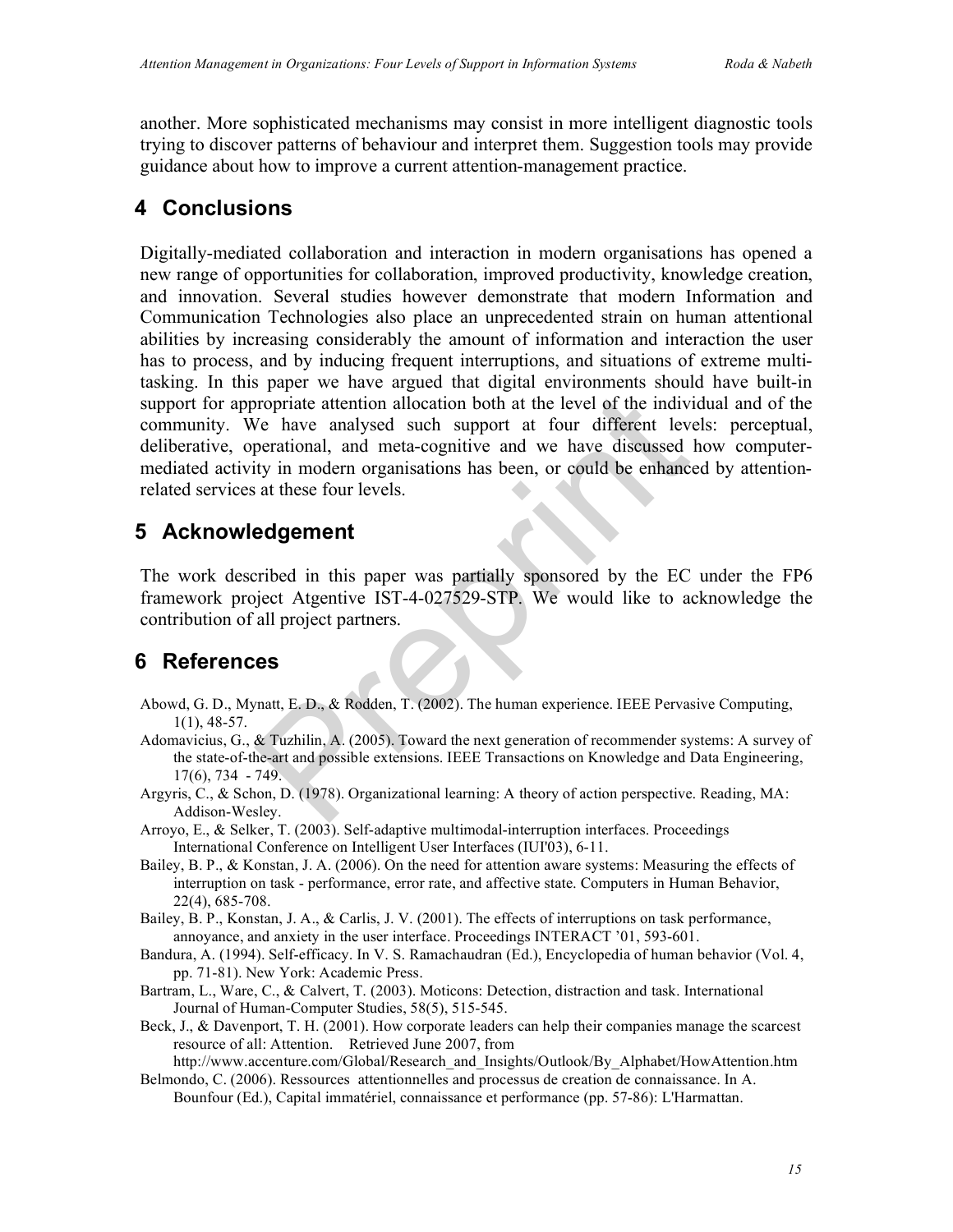another. More sophisticated mechanisms may consist in more intelligent diagnostic tools trying to discover patterns of behaviour and interpret them. Suggestion tools may provide guidance about how to improve a current attention-management practice.

## 4 Conclusions

Digitally-mediated collaboration and interaction in modern organisations has opened a new range of opportunities for collaboration, improved productivity, knowledge creation, and innovation. Several studies however demonstrate that modern Information and Communication Technologies also place an unprecedented strain on human attentional abilities by increasing considerably the amount of information and interaction the user has to process, and by inducing frequent interruptions, and situations of extreme multi-tasking. In this paper we have argued that digital environments should have built-in support for appropriate attention allocation both at the level of the individual and of the community. We have analysed such support at four different levels: perceptual, deliberative, operational, and meta-cognitive and we have discussed how computer-mediated activity in modern organisations has been, or could be enhanced by attention-related services at these four levels.

## 5 Acknowledgement

The work described in this paper was partially sponsored by the EC under the FP6 framework project Atgentive IST-4-027529-STP. We would like to acknowledge the contribution of all project partners.

## 6 References

Abowd, G. D., Mynatt, E. D., & Rodden, T. (2002). The human experience. IEEE Pervasive Computing, 1(1), 48-57.

Adomavicius, G., & Tuzhilin, A. (2005). Toward the next generation of recommender systems: A survey of the state-of-the-art and possible extensions. IEEE Transactions on Knowledge and Data Engineering, 17(6), 734 - 749.

Argyris, C., & Schon, D. (1978). Organizational learning: A theory of action perspective. Reading, MA: Addison-Wesley.

Arroyo, E., & Selker, T. (2003). Self-adaptive multimodal-interruption interfaces. Proceedings International Conference on Intelligent User Interfaces (IUI'03), 6-11.

Bailey, B. P., & Konstan, J. A. (2006). On the need for attention aware systems: Measuring the effects of interruption on task - performance, error rate, and affective state. Computers in Human Behavior, 22(4), 685-708.

Bailey, B. P., Konstan, J. A., & Carlis, J. V. (2001). The effects of interruptions on task performance, annoyance, and anxiety in the user interface. Proceedings INTERACT '01, 593-601.

Bandura, A. (1994). Self-efficacy. In V. S. Ramachaudran (Ed.), Encyclopedia of human behavior (Vol. 4, pp. 71-81). New York: Academic Press.

Bartram, L., Ware, C., & Calvert, T. (2003). Moticons: Detection, distraction and task. International Journal of Human-Computer Studies, 58(5), 515-545.

Beck, J., & Davenport, T. H. (2001). How corporate leaders can help their companies manage the scarcest resource of all: Attention. Retrieved June 2007, from http://www.accenture.com/Global/Research_and_Insights/Outlook/By_Alphabet/HowAttention.htm

Belmondo, C. (2006). Ressources attentionnelles and processus de creation de connaissance. In A. Bounfour (Ed.), Capital immatériel, connaissance et performance (pp. 57-86): L'Harmattan.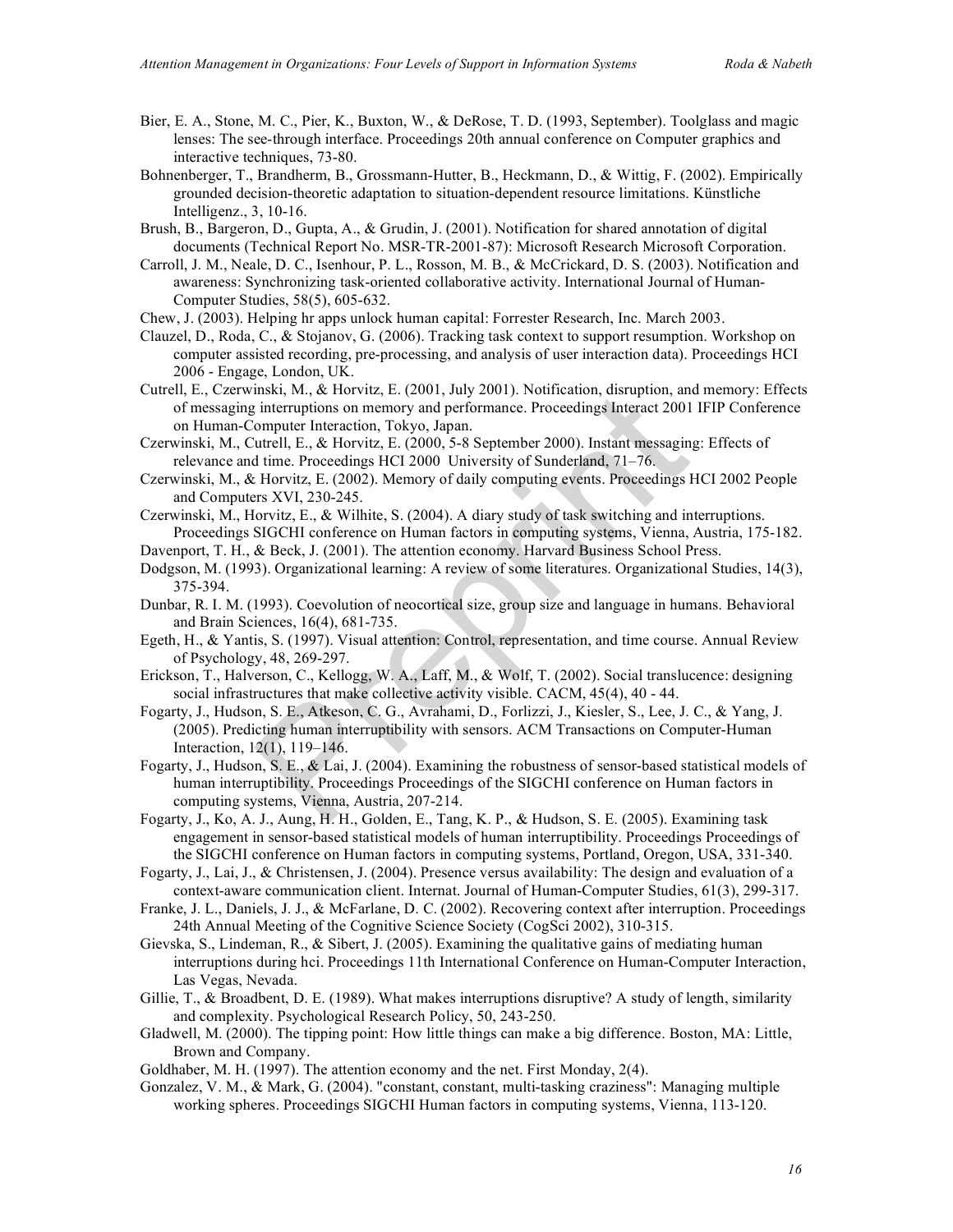Bier, E. A., Stone, M. C., Pier, K., Buxton, W., & DeRose, T. D. (1993, September). Toolglass and magic lenses: The see-through interface. Proceedings 20th annual conference on Computer graphics and interactive techniques, 73-80.

Bohnenberger, T., Brandherm, B., Grossmann-Hutter, B., Heckmann, D., & Wittig, F. (2002). Empirically grounded decision-theoretic adaptation to situation-dependent resource limitations. Künstliche Intelligenz., 3, 10-16.

Brush, B., Bargeron, D., Gupta, A., & Grudin, J. (2001). Notification for shared annotation of digital documents (Technical Report No. MSR-TR-2001-87): Microsoft Research Microsoft Corporation.

Carroll, J. M., Neale, D. C., Isenhour, P. L., Rosson, M. B., & McCrickard, D. S. (2003). Notification and awareness: Synchronizing task-oriented collaborative activity. International Journal of Human-Computer Studies, 58(5), 605-632.

Chew, J. (2003). Helping hr apps unlock human capital: Forrester Research, Inc. March 2003.

Clauzel, D., Roda, C., & Stojanov, G. (2006). Tracking task context to support resumption. Workshop on computer assisted recording, pre-processing, and analysis of user interaction data). Proceedings HCI 2006 - Engage, London, UK.

Cutrell, E., Czerwinski, M., & Horvitz, E. (2001, July 2001). Notification, disruption, and memory: Effects of messaging interruptions on memory and performance. Proceedings Interact 2001 IFIP Conference on Human-Computer Interaction, Tokyo, Japan.

Czerwinski, M., Cutrell, E., & Horvitz, E. (2000, 5-8 September 2000). Instant messaging: Effects of relevance and time. Proceedings HCI 2000 University of Sunderland, 71–76.

Czerwinski, M., & Horvitz, E. (2002). Memory of daily computing events. Proceedings HCI 2002 People and Computers XVI, 230-245.

Czerwinski, M., Horvitz, E., & Wilhite, S. (2004). A diary study of task switching and interruptions. Proceedings SIGCHI conference on Human factors in computing systems, Vienna, Austria, 175-182.

Davenport, T. H., & Beck, J. (2001). The attention economy. Harvard Business School Press.

Dodgson, M. (1993). Organizational learning: A review of some literatures. Organizational Studies, 14(3), 375-394.

Dunbar, R. I. M. (1993). Coevolution of neocortical size, group size and language in humans. Behavioral and Brain Sciences, 16(4), 681-735.

Egeth, H., & Yantis, S. (1997). Visual attention: Control, representation, and time course. Annual Review of Psychology, 48, 269-297.

Erickson, T., Halverson, C., Kellogg, W. A., Laff, M., & Wolf, T. (2002). Social translucence: designing social infrastructures that make collective activity visible. CACM, 45(4), 40 - 44.

Fogarty, J., Hudson, S. E., Atkeson, C. G., Avrahami, D., Forlizzi, J., Kiesler, S., Lee, J. C., & Yang, J. (2005). Predicting human interruptibility with sensors. ACM Transactions on Computer-Human Interaction, 12(1), 119–146.

Fogarty, J., Hudson, S. E., & Lai, J. (2004). Examining the robustness of sensor-based statistical models of human interruptibility. Proceedings Proceedings of the SIGCHI conference on Human factors in computing systems, Vienna, Austria, 207-214.

Fogarty, J., Ko, A. J., Aung, H. H., Golden, E., Tang, K. P., & Hudson, S. E. (2005). Examining task engagement in sensor-based statistical models of human interruptibility. Proceedings Proceedings of the SIGCHI conference on Human factors in computing systems, Portland, Oregon, USA, 331-340.

Fogarty, J., Lai, J., & Christensen, J. (2004). Presence versus availability: The design and evaluation of a context-aware communication client. Internat. Journal of Human-Computer Studies, 61(3), 299-317.

Franke, J. L., Daniels, J. J., & McFarlane, D. C. (2002). Recovering context after interruption. Proceedings 24th Annual Meeting of the Cognitive Science Society (CogSci 2002), 310-315.

Gievska, S., Lindeman, R., & Sibert, J. (2005). Examining the qualitative gains of mediating human interruptions during hci. Proceedings 11th International Conference on Human-Computer Interaction, Las Vegas, Nevada.

Gillie, T., & Broadbent, D. E. (1989). What makes interruptions disruptive? A study of length, similarity and complexity. Psychological Research Policy, 50, 243-250.

Gladwell, M. (2000). The tipping point: How little things can make a big difference. Boston, MA: Little, Brown and Company.

Goldhaber, M. H. (1997). The attention economy and the net. First Monday, 2(4).

Gonzalez, V. M., & Mark, G. (2004). "constant, constant, multi-tasking craziness": Managing multiple working spheres. Proceedings SIGCHI Human factors in computing systems, Vienna, 113-120.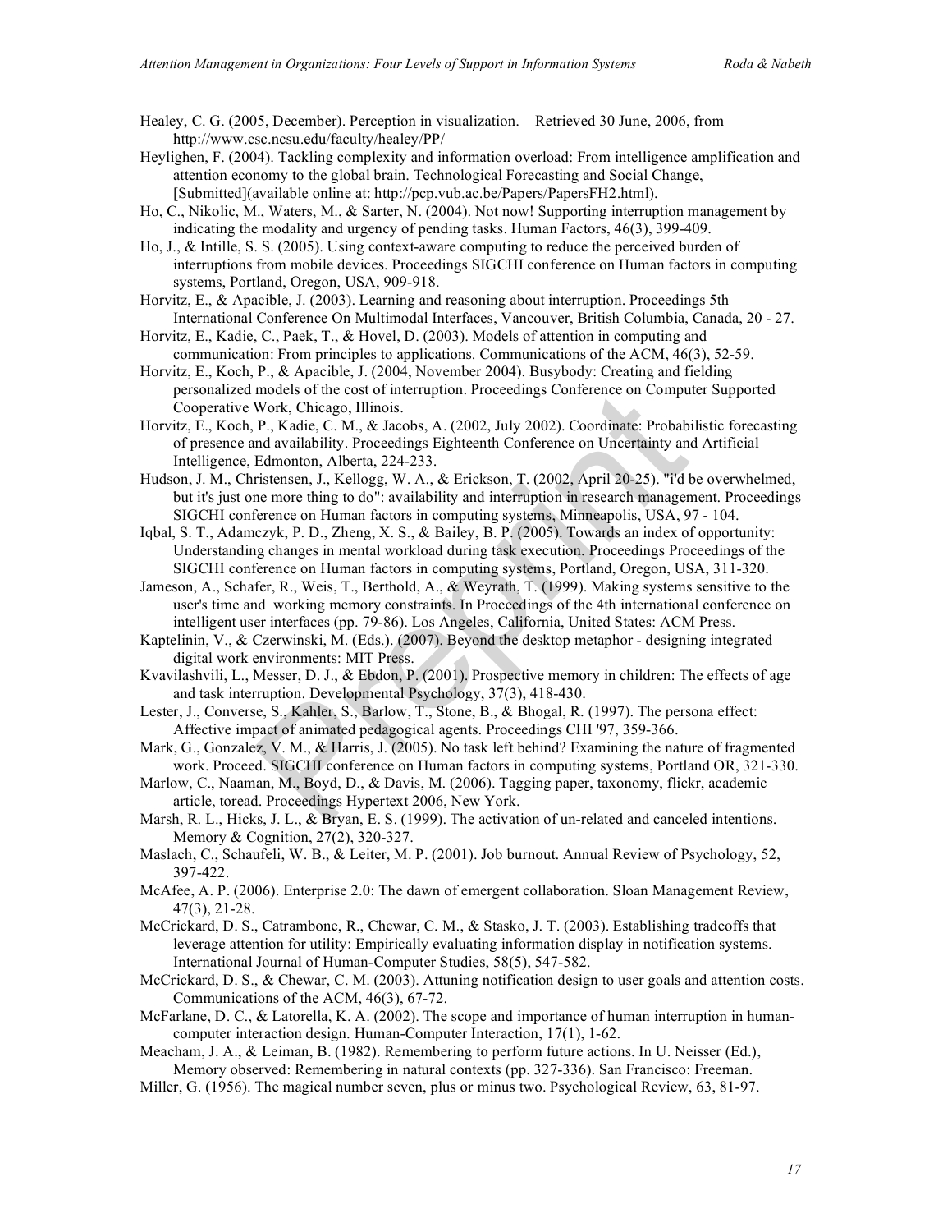Healey, C. G. (2005, December). Perception in visualization. Retrieved 30 June, 2006, from http://www.csc.ncsu.edu/faculty/healey/PP/

Heylighen, F. (2004). Tackling complexity and information overload: From intelligence amplification and attention economy to the global brain. Technological Forecasting and Social Change, [Submitted](available online at: http://pcp.vub.ac.be/Papers/PapersFH2.html).

Ho, C., Nikolic, M., Waters, M., & Sarter, N. (2004). Not now! Supporting interruption management by indicating the modality and urgency of pending tasks. Human Factors, 46(3), 399-409.

Ho, J., & Intille, S. S. (2005). Using context-aware computing to reduce the perceived burden of interruptions from mobile devices. Proceedings SIGCHI conference on Human factors in computing systems, Portland, Oregon, USA, 909-918.

Horvitz, E., & Apacible, J. (2003). Learning and reasoning about interruption. Proceedings 5th International Conference On Multimodal Interfaces, Vancouver, British Columbia, Canada, 20 - 27.

Horvitz, E., Kadie, C., Paek, T., & Hovel, D. (2003). Models of attention in computing and communication: From principles to applications. Communications of the ACM, 46(3), 52-59.

Horvitz, E., Koch, P., & Apacible, J. (2004, November 2004). Busybody: Creating and fielding personalized models of the cost of interruption. Proceedings Conference on Computer Supported Cooperative Work, Chicago, Illinois.

Horvitz, E., Koch, P., Kadie, C. M., & Jacobs, A. (2002, July 2002). Coordinate: Probabilistic forecasting of presence and availability. Proceedings Eighteenth Conference on Uncertainty and Artificial Intelligence, Edmonton, Alberta, 224-233.

Hudson, J. M., Christensen, J., Kellogg, W. A., & Erickson, T. (2002, April 20-25). "i'd be overwhelmed, but it's just one more thing to do": availability and interruption in research management. Proceedings SIGCHI conference on Human factors in computing systems, Minneapolis, USA, 97 - 104.

Iqbal, S. T., Adamczyk, P. D., Zheng, X. S., & Bailey, B. P. (2005). Towards an index of opportunity: Understanding changes in mental workload during task execution. Proceedings Proceedings of the SIGCHI conference on Human factors in computing systems, Portland, Oregon, USA, 311-320.

Jameson, A., Schafer, R., Weis, T., Berthold, A., & Weyrath, T. (1999). Making systems sensitive to the user's time and working memory constraints. In Proceedings of the 4th international conference on intelligent user interfaces (pp. 79-86). Los Angeles, California, United States: ACM Press.

Kaptelinin, V., & Czerwinski, M. (Eds.). (2007). Beyond the desktop metaphor - designing integrated digital work environments: MIT Press.

Kvavilashvili, L., Messer, D. J., & Ebdon, P. (2001). Prospective memory in children: The effects of age and task interruption. Developmental Psychology, 37(3), 418-430.

Lester, J., Converse, S., Kahler, S., Barlow, T., Stone, B., & Bhogal, R. (1997). The persona effect: Affective impact of animated pedagogical agents. Proceedings CHI '97, 359-366.

Mark, G., Gonzalez, V. M., & Harris, J. (2005). No task left behind? Examining the nature of fragmented work. Proceed. SIGCHI conference on Human factors in computing systems, Portland OR, 321-330.

Marlow, C., Naaman, M., Boyd, D., & Davis, M. (2006). Tagging paper, taxonomy, flickr, academic article, toread. Proceedings Hypertext 2006, New York.

Marsh, R. L., Hicks, J. L., & Bryan, E. S. (1999). The activation of un-related and canceled intentions. Memory & Cognition, 27(2), 320-327.

Maslach, C., Schaufeli, W. B., & Leiter, M. P. (2001). Job burnout. Annual Review of Psychology, 52, 397-422.

McAfee, A. P. (2006). Enterprise 2.0: The dawn of emergent collaboration. Sloan Management Review, 47(3), 21-28.

McCrickard, D. S., Catrambone, R., Chewar, C. M., & Stasko, J. T. (2003). Establishing tradeoffs that leverage attention for utility: Empirically evaluating information display in notification systems. International Journal of Human-Computer Studies, 58(5), 547-582.

McCrickard, D. S., & Chewar, C. M. (2003). Attuning notification design to user goals and attention costs. Communications of the ACM, 46(3), 67-72.

McFarlane, D. C., & Latorella, K. A. (2002). The scope and importance of human interruption in human-computer interaction design. Human-Computer Interaction, 17(1), 1-62.

Meacham, J. A., & Leiman, B. (1982). Remembering to perform future actions. In U. Neisser (Ed.), Memory observed: Remembering in natural contexts (pp. 327-336). San Francisco: Freeman.

Miller, G. (1956). The magical number seven, plus or minus two. Psychological Review, 63, 81-97.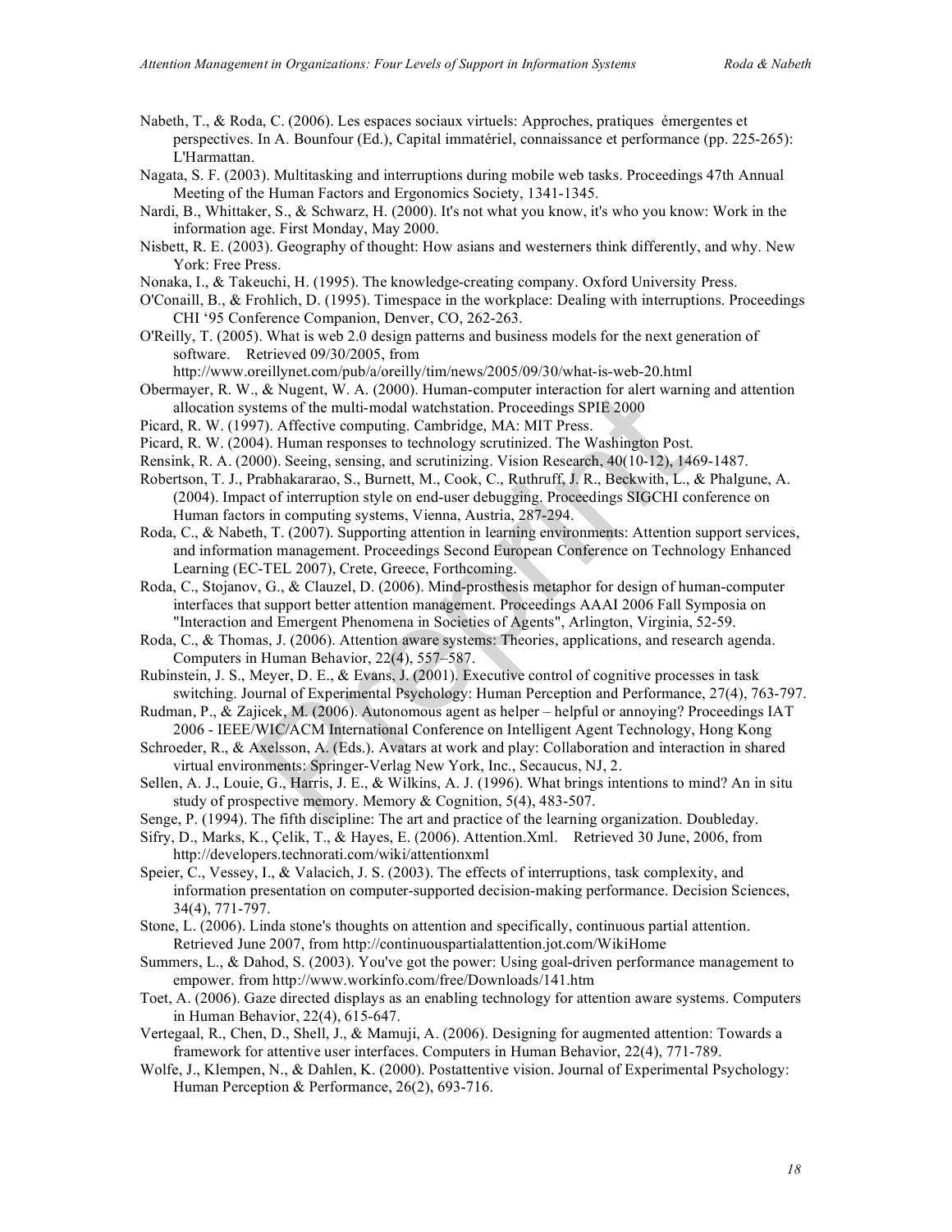Nabeth, T., & Roda, C. (2006). Les espaces sociaux virtuels: Approches, pratiques émergentes et perspectives. In A. Bounfour (Ed.), Capital immatériel, connaissance et performance (pp. 225-265): L'Harmattan.

Nagata, S. F. (2003). Multitasking and interruptions during mobile web tasks. Proceedings 47th Annual Meeting of the Human Factors and Ergonomics Society, 1341-1345.

Nardi, B., Whittaker, S., & Schwarz, H. (2000). It's not what you know, it's who you know: Work in the information age. First Monday, May 2000.

Nisbett, R. E. (2003). Geography of thought: How asians and westerners think differently, and why. New York: Free Press.

Nonaka, I., & Takeuchi, H. (1995). The knowledge-creating company. Oxford University Press.

O'Conaill, B., & Frohlich, D. (1995). Timespace in the workplace: Dealing with interruptions. Proceedings CHI '95 Conference Companion, Denver, CO, 262-263.

O'Reilly, T. (2005). What is web 2.0 design patterns and business models for the next generation of software. Retrieved 09/30/2005, from http://www.oreillynet.com/pub/a/oreilly/tim/news/2005/09/30/what-is-web-20.html

Obermayer, R. W., & Nugent, W. A. (2000). Human-computer interaction for alert warning and attention allocation systems of the multi-modal watchstation. Proceedings SPIE 2000

Picard, R. W. (1997). Affective computing. Cambridge, MA: MIT Press.

Picard, R. W. (2004). Human responses to technology scrutinized. The Washington Post.

Rensink, R. A. (2000). Seeing, sensing, and scrutinizing. Vision Research, 40(10-12), 1469-1487.

Robertson, T. J., Prabhakararao, S., Burnett, M., Cook, C., Ruthruff, J. R., Beckwith, L., & Phalgune, A. (2004). Impact of interruption style on end-user debugging. Proceedings SIGCHI conference on Human factors in computing systems, Vienna, Austria, 287-294.

Roda, C., & Nabeth, T. (2007). Supporting attention in learning environments: Attention support services, and information management. Proceedings Second European Conference on Technology Enhanced Learning (EC-TEL 2007), Crete, Greece, Forthcoming.

Roda, C., Stojanov, G., & Clauzel, D. (2006). Mind-prosthesis metaphor for design of human-computer interfaces that support better attention management. Proceedings AAAI 2006 Fall Symposia on "Interaction and Emergent Phenomena in Societies of Agents", Arlington, Virginia, 52-59.

Roda, C., & Thomas, J. (2006). Attention aware systems: Theories, applications, and research agenda. Computers in Human Behavior, 22(4), 557–587.

Rubinstein, J. S., Meyer, D. E., & Evans, J. (2001). Executive control of cognitive processes in task switching. Journal of Experimental Psychology: Human Perception and Performance, 27(4), 763-797.

Rudman, P., & Zajicek, M. (2006). Autonomous agent as helper – helpful or annoying? Proceedings IAT 2006 - IEEE/WIC/ACM International Conference on Intelligent Agent Technology, Hong Kong

Schroeder, R., & Axelsson, A. (Eds.). Avatars at work and play: Collaboration and interaction in shared virtual environments: Springer-Verlag New York, Inc., Secaucus, NJ, 2.

Sellen, A. J., Louie, G., Harris, J. E., & Wilkins, A. J. (1996). What brings intentions to mind? An in situ study of prospective memory. Memory & Cognition, 5(4), 483-507.

Senge, P. (1994). The fifth discipline: The art and practice of the learning organization. Doubleday.

Sifry, D., Marks, K., Çelik, T., & Hayes, E. (2006). Attention.Xml. Retrieved 30 June, 2006, from http://developers.technorati.com/wiki/attentionxml

Speier, C., Vessey, I., & Valacich, J. S. (2003). The effects of interruptions, task complexity, and information presentation on computer-supported decision-making performance. Decision Sciences, 34(4), 771-797.

Stone, L. (2006). Linda stone's thoughts on attention and specifically, continuous partial attention. Retrieved June 2007, from http://continuouspartialattention.jot.com/WikiHome

Summers, L., & Dahod, S. (2003). You've got the power: Using goal-driven performance management to empower. from http://www.workinfo.com/free/Downloads/141.htm

Toet, A. (2006). Gaze directed displays as an enabling technology for attention aware systems. Computers in Human Behavior, 22(4), 615-647.

Vertegaal, R., Chen, D., Shell, J., & Mamuji, A. (2006). Designing for augmented attention: Towards a framework for attentive user interfaces. Computers in Human Behavior, 22(4), 771-789.

Wolfe, J., Klempen, N., & Dahlen, K. (2000). Postattentive vision. Journal of Experimental Psychology: Human Perception & Performance, 26(2), 693-716.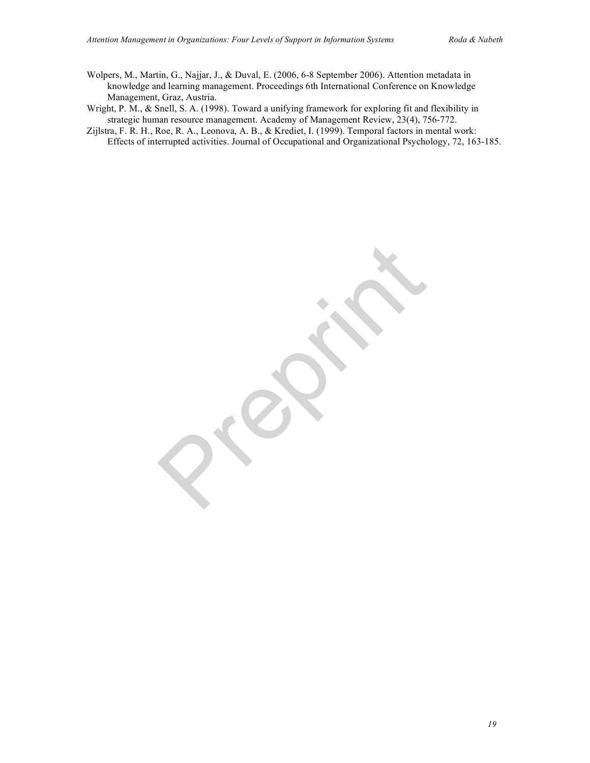Wolpers, M., Martin, G., Najjar, J., & Duval, E. (2006, 6-8 September 2006). Attention metadata in knowledge and learning management. Proceedings 6th International Conference on Knowledge Management, Graz, Austria.

Wright, P. M., & Snell, S. A. (1998). Toward a unifying framework for exploring fit and flexibility in strategic human resource management. Academy of Management Review, 23(4), 756-772.

Zijlstra, F. R. H., Roe, R. A., Leonova, A. B., & Krediet, I. (1999). Temporal factors in mental work: Effects of interrupted activities. Journal of Occupational and Organizational Psychology, 72, 163-185.